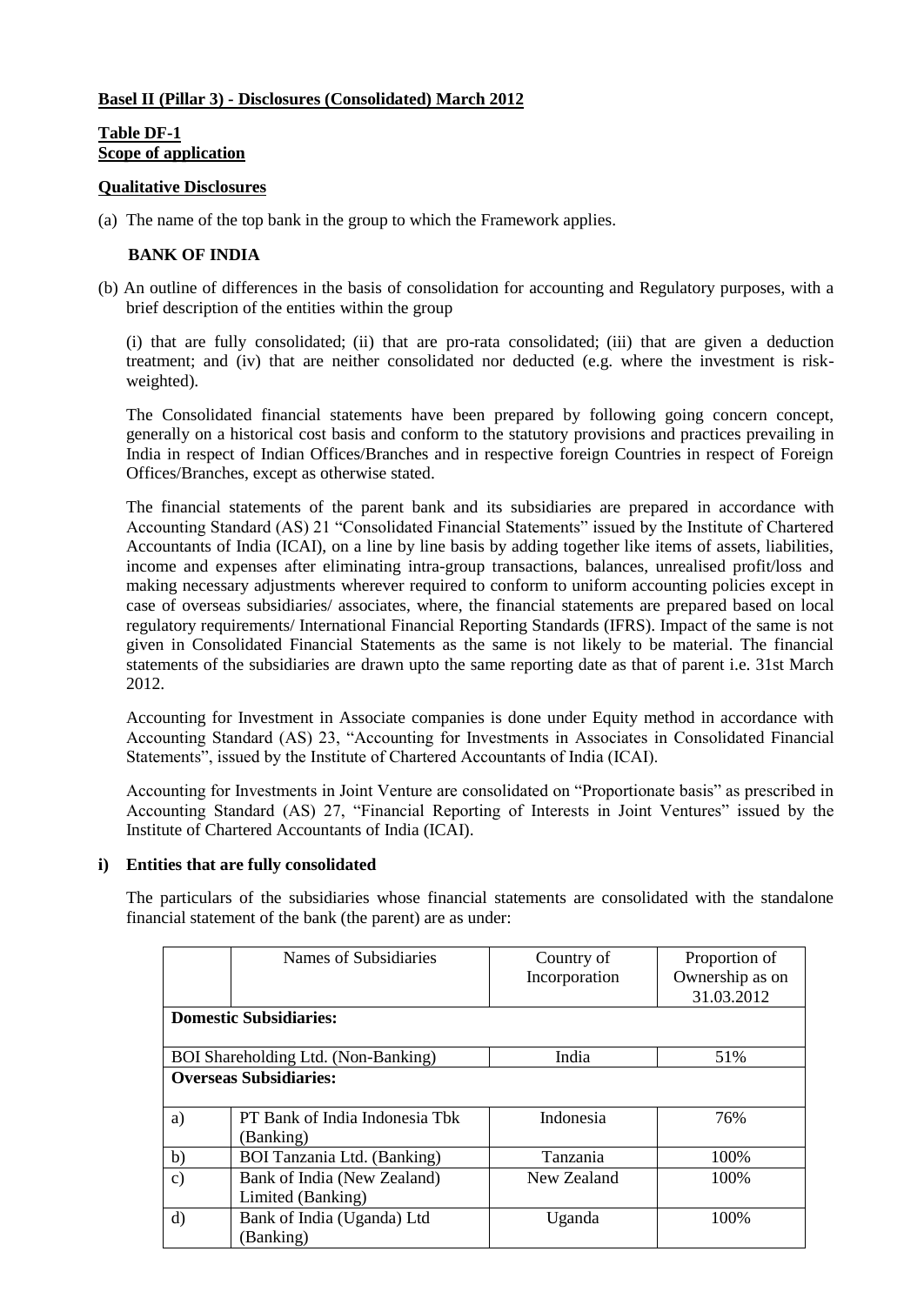## Basel II (Pillar 3) - Disclosures (Consolidated) March 2012

### Table DF-1
### Scope of application

**Qualitative Disclosures**

(a) The name of the top bank in the group to which the Framework applies.

**BANK OF INDIA**

(b) An outline of differences in the basis of consolidation for accounting and Regulatory purposes, with a brief description of the entities within the group

(i) that are fully consolidated; (ii) that are pro-rata consolidated; (iii) that are given a deduction treatment; and (iv) that are neither consolidated nor deducted (e.g. where the investment is risk-weighted).

The Consolidated financial statements have been prepared by following going concern concept, generally on a historical cost basis and conform to the statutory provisions and practices prevailing in India in respect of Indian Offices/Branches and in respective foreign Countries in respect of Foreign Offices/Branches, except as otherwise stated.

The financial statements of the parent bank and its subsidiaries are prepared in accordance with Accounting Standard (AS) 21 "Consolidated Financial Statements" issued by the Institute of Chartered Accountants of India (ICAI), on a line by line basis by adding together like items of assets, liabilities, income and expenses after eliminating intra-group transactions, balances, unrealised profit/loss and making necessary adjustments wherever required to conform to uniform accounting policies except in case of overseas subsidiaries/ associates, where, the financial statements are prepared based on local regulatory requirements/ International Financial Reporting Standards (IFRS). Impact of the same is not given in Consolidated Financial Statements as the same is not likely to be material. The financial statements of the subsidiaries are drawn upto the same reporting date as that of parent i.e. 31st March 2012.

Accounting for Investment in Associate companies is done under Equity method in accordance with Accounting Standard (AS) 23, "Accounting for Investments in Associates in Consolidated Financial Statements", issued by the Institute of Chartered Accountants of India (ICAI).

Accounting for Investments in Joint Venture are consolidated on "Proportionate basis" as prescribed in Accounting Standard (AS) 27, "Financial Reporting of Interests in Joint Ventures" issued by the Institute of Chartered Accountants of India (ICAI).

**i) Entities that are fully consolidated**

The particulars of the subsidiaries whose financial statements are consolidated with the standalone financial statement of the bank (the parent) are as under:

| | Names of Subsidiaries | Country of Incorporation | Proportion of Ownership as on 31.03.2012 |
|---|---|---|---|
| **Domestic Subsidiaries:** | | | |
| BOI Shareholding Ltd. (Non-Banking) | | India | 51% |
| **Overseas Subsidiaries:** | | | |
| a) | PT Bank of India Indonesia Tbk (Banking) | Indonesia | 76% |
| b) | BOI Tanzania Ltd. (Banking) | Tanzania | 100% |
| c) | Bank of India (New Zealand) Limited (Banking) | New Zealand | 100% |
| d) | Bank of India (Uganda) Ltd (Banking) | Uganda | 100% |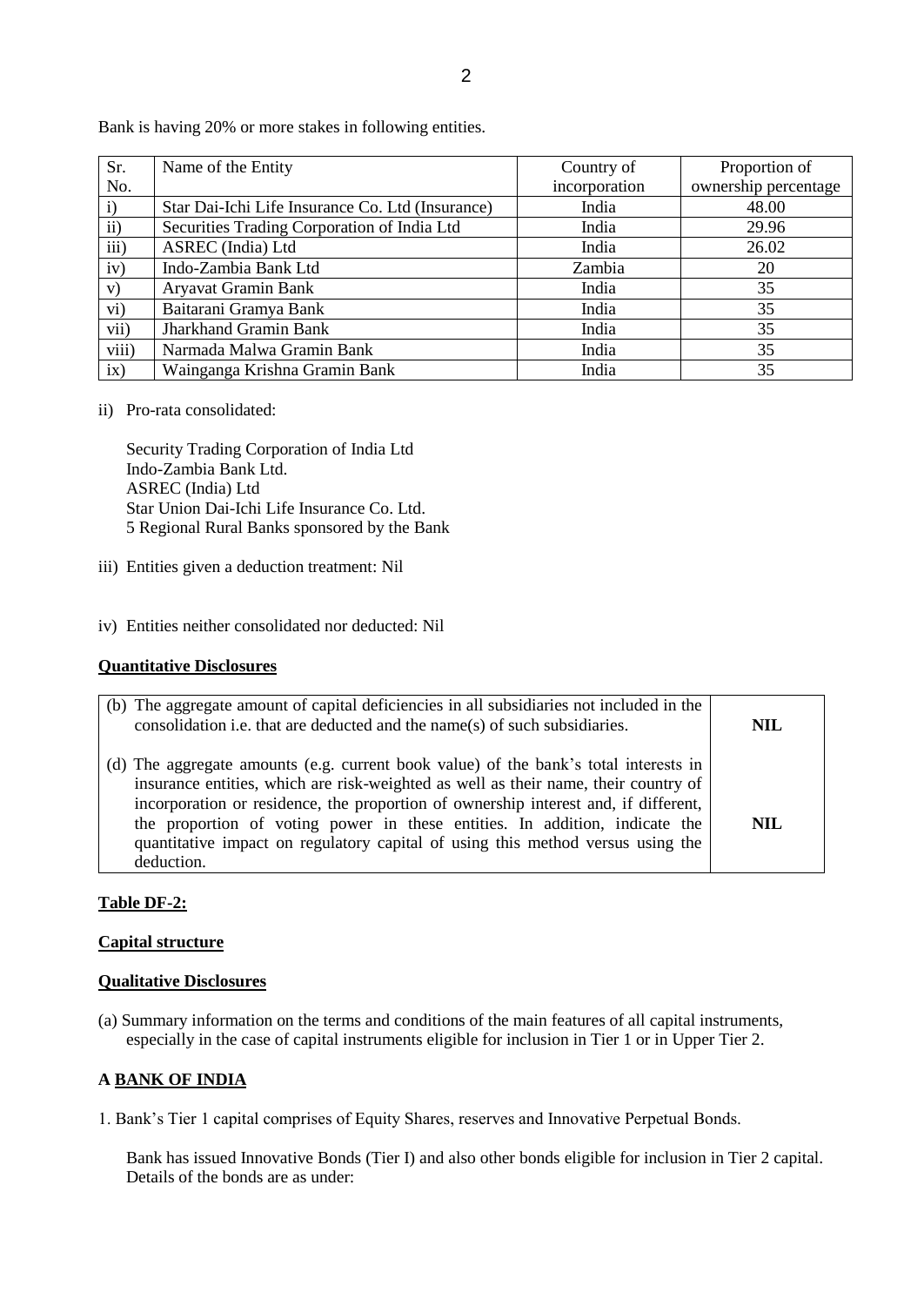Bank is having 20% or more stakes in following entities.

| Sr. No. | Name of the Entity | Country of incorporation | Proportion of ownership percentage |
|---|---|---|---|
| i) | Star Dai-Ichi Life Insurance Co. Ltd (Insurance) | India | 48.00 |
| ii) | Securities Trading Corporation of India Ltd | India | 29.96 |
| iii) | ASREC (India) Ltd | India | 26.02 |
| iv) | Indo-Zambia Bank Ltd | Zambia | 20 |
| v) | Aryavat Gramin Bank | India | 35 |
| vi) | Baitarani Gramya Bank | India | 35 |
| vii) | Jharkhand Gramin Bank | India | 35 |
| viii) | Narmada Malwa Gramin Bank | India | 35 |
| ix) | Wainganga Krishna Gramin Bank | India | 35 |

ii) Pro-rata consolidated:

Security Trading Corporation of India Ltd
Indo-Zambia Bank Ltd.
ASREC (India) Ltd
Star Union Dai-Ichi Life Insurance Co. Ltd.
5 Regional Rural Banks sponsored by the Bank

iii) Entities given a deduction treatment: Nil

iv) Entities neither consolidated nor deducted: Nil

**Quantitative Disclosures**

| | |
|---|---|
| (b) The aggregate amount of capital deficiencies in all subsidiaries not included in the consolidation i.e. that are deducted and the name(s) of such subsidiaries. | **NIL** |
| (d) The aggregate amounts (e.g. current book value) of the bank's total interests in insurance entities, which are risk-weighted as well as their name, their country of incorporation or residence, the proportion of ownership interest and, if different, the proportion of voting power in these entities. In addition, indicate the quantitative impact on regulatory capital of using this method versus using the deduction. | **NIL** |

**Table DF-2:**

**Capital structure**

**Qualitative Disclosures**

(a) Summary information on the terms and conditions of the main features of all capital instruments, especially in the case of capital instruments eligible for inclusion in Tier 1 or in Upper Tier 2.

**A BANK OF INDIA**

1. Bank's Tier 1 capital comprises of Equity Shares, reserves and Innovative Perpetual Bonds.

Bank has issued Innovative Bonds (Tier I) and also other bonds eligible for inclusion in Tier 2 capital. Details of the bonds are as under: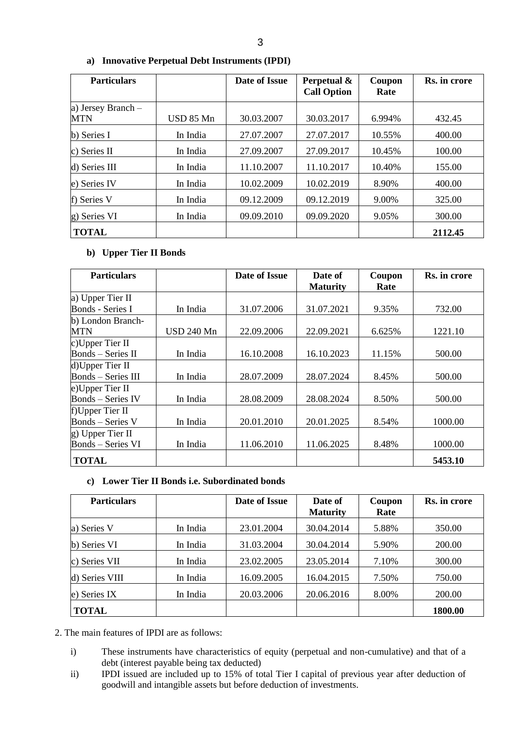**a) Innovative Perpetual Debt Instruments (IPDI)**

| Particulars | | Date of Issue | Perpetual & Call Option | Coupon Rate | Rs. in crore |
|---|---|---|---|---|---|
| a) Jersey Branch – MTN | USD 85 Mn | 30.03.2007 | 30.03.2017 | 6.994% | 432.45 |
| b) Series I | In India | 27.07.2007 | 27.07.2017 | 10.55% | 400.00 |
| c) Series II | In India | 27.09.2007 | 27.09.2017 | 10.45% | 100.00 |
| d) Series III | In India | 11.10.2007 | 11.10.2017 | 10.40% | 155.00 |
| e) Series IV | In India | 10.02.2009 | 10.02.2019 | 8.90% | 400.00 |
| f) Series V | In India | 09.12.2009 | 09.12.2019 | 9.00% | 325.00 |
| g) Series VI | In India | 09.09.2010 | 09.09.2020 | 9.05% | 300.00 |
| **TOTAL** | | | | | **2112.45** |

**b) Upper Tier II Bonds**

| Particulars | | Date of Issue | Date of Maturity | Coupon Rate | Rs. in crore |
|---|---|---|---|---|---|
| a) Upper Tier II Bonds - Series I | In India | 31.07.2006 | 31.07.2021 | 9.35% | 732.00 |
| b) London Branch-MTN | USD 240 Mn | 22.09.2006 | 22.09.2021 | 6.625% | 1221.10 |
| c)Upper Tier II Bonds – Series II | In India | 16.10.2008 | 16.10.2023 | 11.15% | 500.00 |
| d)Upper Tier II Bonds – Series III | In India | 28.07.2009 | 28.07.2024 | 8.45% | 500.00 |
| e)Upper Tier II Bonds – Series IV | In India | 28.08.2009 | 28.08.2024 | 8.50% | 500.00 |
| f)Upper Tier II Bonds – Series V | In India | 20.01.2010 | 20.01.2025 | 8.54% | 1000.00 |
| g) Upper Tier II Bonds – Series VI | In India | 11.06.2010 | 11.06.2025 | 8.48% | 1000.00 |
| **TOTAL** | | | | | **5453.10** |

**c) Lower Tier II Bonds i.e. Subordinated bonds**

| Particulars | | Date of Issue | Date of Maturity | Coupon Rate | Rs. in crore |
|---|---|---|---|---|---|
| a) Series V | In India | 23.01.2004 | 30.04.2014 | 5.88% | 350.00 |
| b) Series VI | In India | 31.03.2004 | 30.04.2014 | 5.90% | 200.00 |
| c) Series VII | In India | 23.02.2005 | 23.05.2014 | 7.10% | 300.00 |
| d) Series VIII | In India | 16.09.2005 | 16.04.2015 | 7.50% | 750.00 |
| e) Series IX | In India | 20.03.2006 | 20.06.2016 | 8.00% | 200.00 |
| **TOTAL** | | | | | **1800.00** |

2. The main features of IPDI are as follows:

i) These instruments have characteristics of equity (perpetual and non-cumulative) and that of a debt (interest payable being tax deducted)

ii) IPDI issued are included up to 15% of total Tier I capital of previous year after deduction of goodwill and intangible assets but before deduction of investments.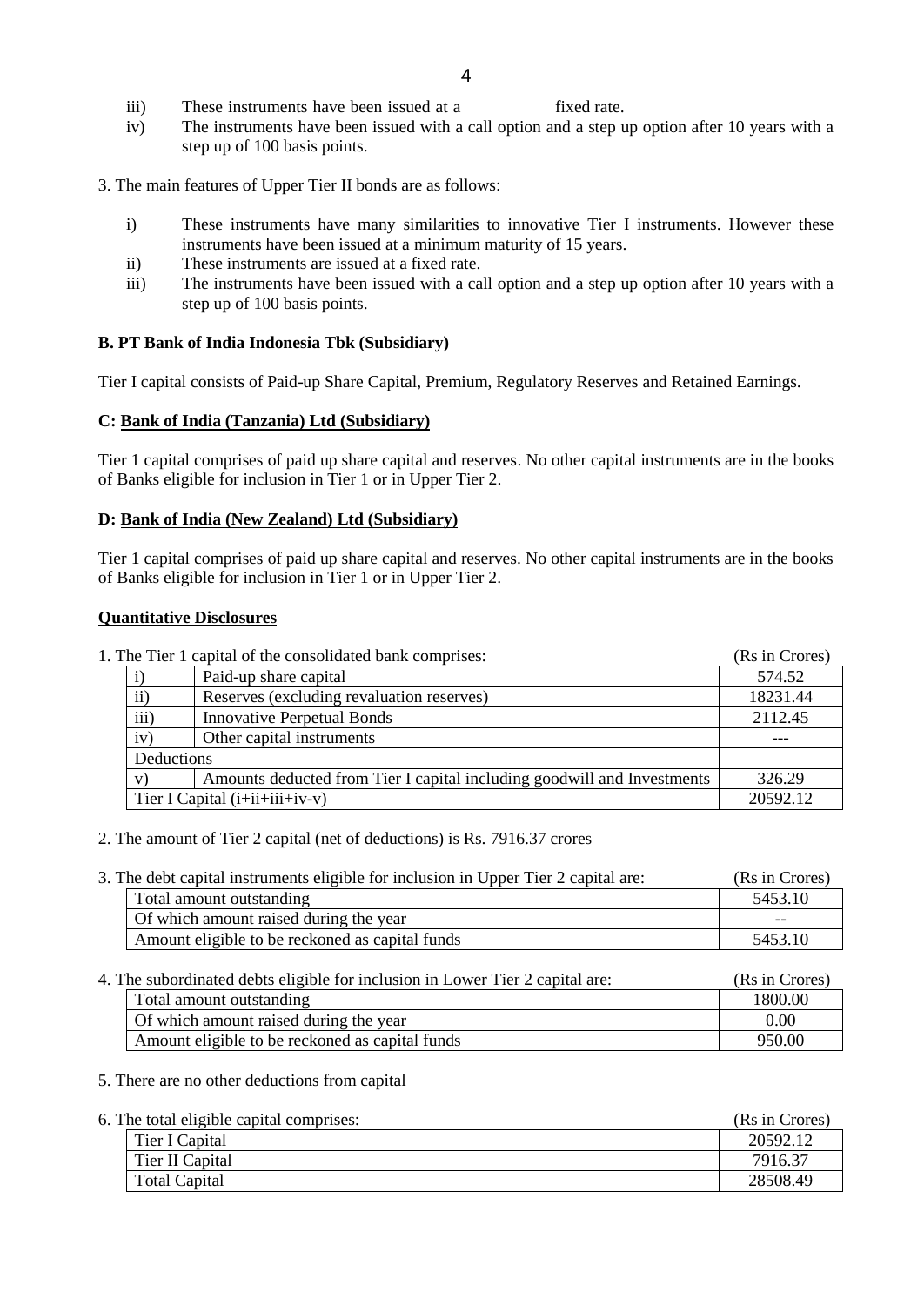iii) These instruments have been issued at a fixed rate.

iv) The instruments have been issued with a call option and a step up option after 10 years with a step up of 100 basis points.

3. The main features of Upper Tier II bonds are as follows:

   i) These instruments have many similarities to innovative Tier I instruments. However these instruments have been issued at a minimum maturity of 15 years.

   ii) These instruments are issued at a fixed rate.

   iii) The instruments have been issued with a call option and a step up option after 10 years with a step up of 100 basis points.

**B. PT Bank of India Indonesia Tbk (Subsidiary)**

Tier I capital consists of Paid-up Share Capital, Premium, Regulatory Reserves and Retained Earnings.

**C: Bank of India (Tanzania) Ltd (Subsidiary)**

Tier 1 capital comprises of paid up share capital and reserves. No other capital instruments are in the books of Banks eligible for inclusion in Tier 1 or in Upper Tier 2.

**D: Bank of India (New Zealand) Ltd (Subsidiary)**

Tier 1 capital comprises of paid up share capital and reserves. No other capital instruments are in the books of Banks eligible for inclusion in Tier 1 or in Upper Tier 2.

**Quantitative Disclosures**

1. The Tier 1 capital of the consolidated bank comprises: (Rs in Crores)

| | | |
|---|---|---|
| i) | Paid-up share capital | 574.52 |
| ii) | Reserves (excluding revaluation reserves) | 18231.44 |
| iii) | Innovative Perpetual Bonds | 2112.45 |
| iv) | Other capital instruments | --- |
| Deductions | | |
| v) | Amounts deducted from Tier I capital including goodwill and Investments | 326.29 |
| Tier I Capital (i+ii+iii+iv-v) | | 20592.12 |

2. The amount of Tier 2 capital (net of deductions) is Rs. 7916.37 crores

3. The debt capital instruments eligible for inclusion in Upper Tier 2 capital are: (Rs in Crores)

| | |
|---|---|
| Total amount outstanding | 5453.10 |
| Of which amount raised during the year | -- |
| Amount eligible to be reckoned as capital funds | 5453.10 |

4. The subordinated debts eligible for inclusion in Lower Tier 2 capital are: (Rs in Crores)

| | |
|---|---|
| Total amount outstanding | 1800.00 |
| Of which amount raised during the year | 0.00 |
| Amount eligible to be reckoned as capital funds | 950.00 |

5. There are no other deductions from capital

6. The total eligible capital comprises: (Rs in Crores)

| | |
|---|---|
| Tier I Capital | 20592.12 |
| Tier II Capital | 7916.37 |
| Total Capital | 28508.49 |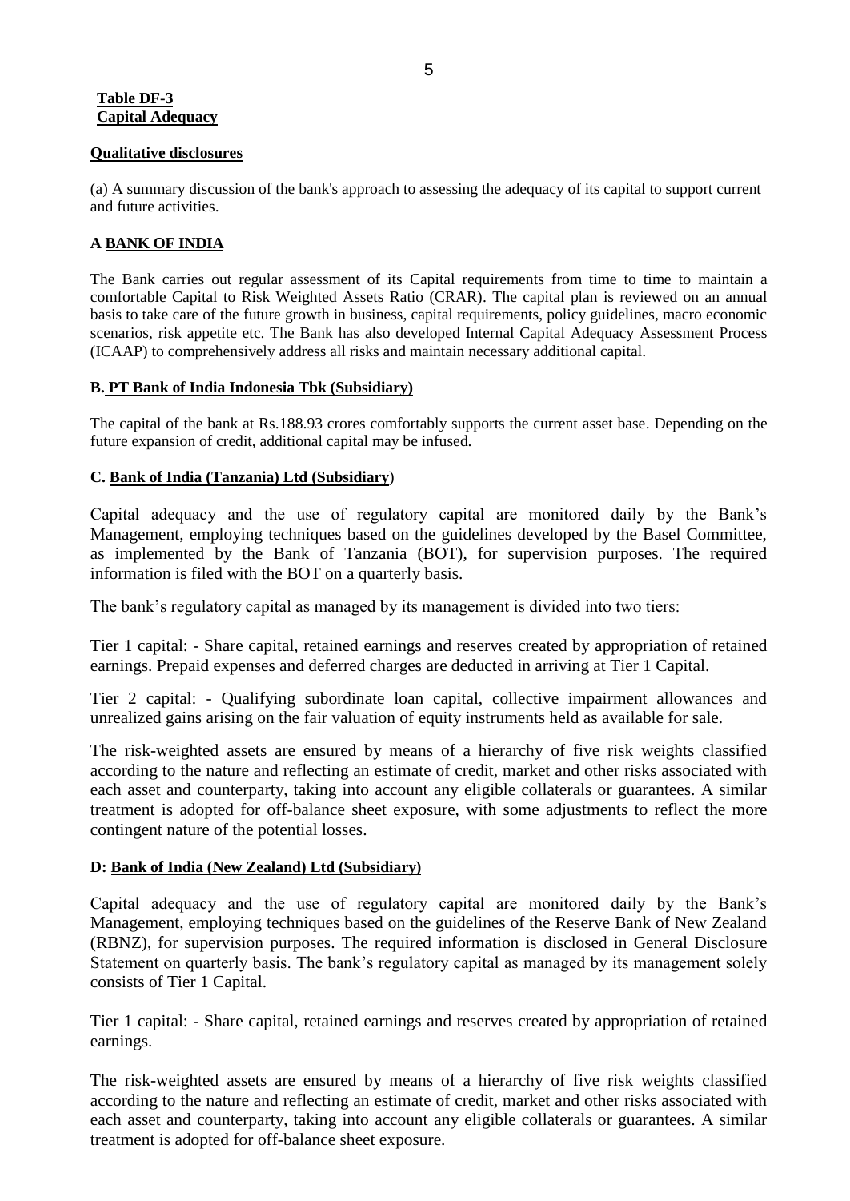**Table DF-3**
**Capital Adequacy**

**Qualitative disclosures**

(a) A summary discussion of the bank's approach to assessing the adequacy of its capital to support current and future activities.

**A BANK OF INDIA**

The Bank carries out regular assessment of its Capital requirements from time to time to maintain a comfortable Capital to Risk Weighted Assets Ratio (CRAR). The capital plan is reviewed on an annual basis to take care of the future growth in business, capital requirements, policy guidelines, macro economic scenarios, risk appetite etc. The Bank has also developed Internal Capital Adequacy Assessment Process (ICAAP) to comprehensively address all risks and maintain necessary additional capital.

**B. PT Bank of India Indonesia Tbk (Subsidiary)**

The capital of the bank at Rs.188.93 crores comfortably supports the current asset base. Depending on the future expansion of credit, additional capital may be infused.

**C. Bank of India (Tanzania) Ltd (Subsidiary)**

Capital adequacy and the use of regulatory capital are monitored daily by the Bank's Management, employing techniques based on the guidelines developed by the Basel Committee, as implemented by the Bank of Tanzania (BOT), for supervision purposes. The required information is filed with the BOT on a quarterly basis.

The bank's regulatory capital as managed by its management is divided into two tiers:

Tier 1 capital: - Share capital, retained earnings and reserves created by appropriation of retained earnings. Prepaid expenses and deferred charges are deducted in arriving at Tier 1 Capital.

Tier 2 capital: - Qualifying subordinate loan capital, collective impairment allowances and unrealized gains arising on the fair valuation of equity instruments held as available for sale.

The risk-weighted assets are ensured by means of a hierarchy of five risk weights classified according to the nature and reflecting an estimate of credit, market and other risks associated with each asset and counterparty, taking into account any eligible collaterals or guarantees. A similar treatment is adopted for off-balance sheet exposure, with some adjustments to reflect the more contingent nature of the potential losses.

**D: Bank of India (New Zealand) Ltd (Subsidiary)**

Capital adequacy and the use of regulatory capital are monitored daily by the Bank's Management, employing techniques based on the guidelines of the Reserve Bank of New Zealand (RBNZ), for supervision purposes. The required information is disclosed in General Disclosure Statement on quarterly basis. The bank's regulatory capital as managed by its management solely consists of Tier 1 Capital.

Tier 1 capital: - Share capital, retained earnings and reserves created by appropriation of retained earnings.

The risk-weighted assets are ensured by means of a hierarchy of five risk weights classified according to the nature and reflecting an estimate of credit, market and other risks associated with each asset and counterparty, taking into account any eligible collaterals or guarantees. A similar treatment is adopted for off-balance sheet exposure.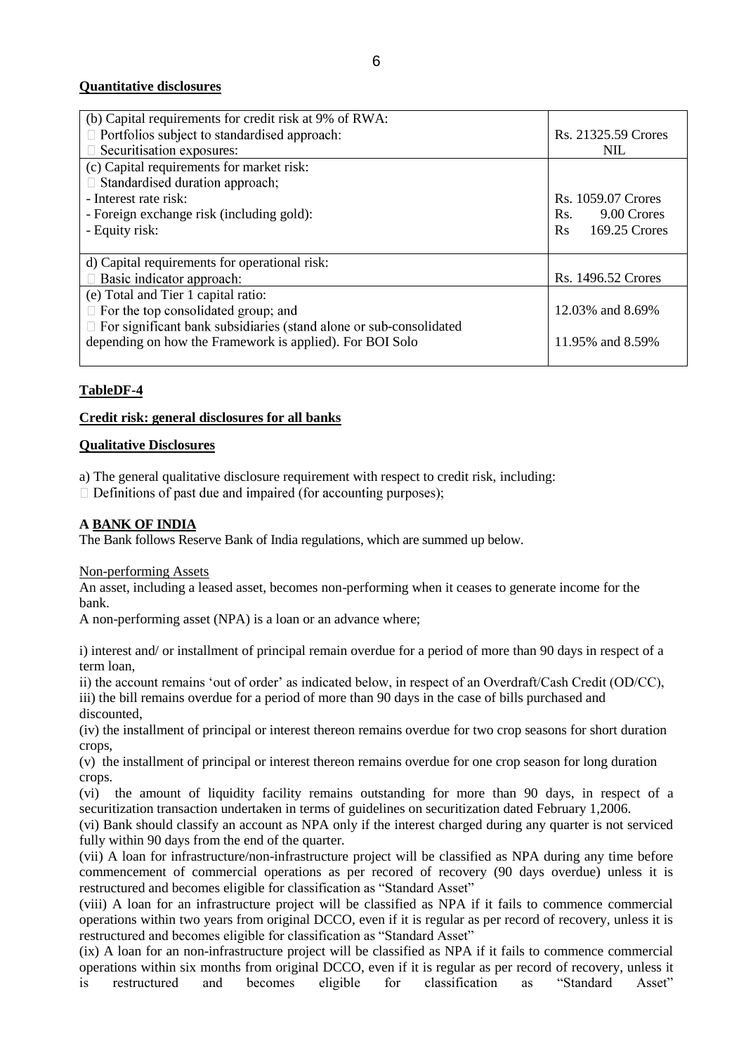**Quantitative disclosures**

| | |
|---|---|
| (b) Capital requirements for credit risk at 9% of RWA:<br>□ Portfolios subject to standardised approach:<br>□ Securitisation exposures: | <br>Rs. 21325.59 Crores<br>NIL |
| (c) Capital requirements for market risk:<br>□ Standardised duration approach;<br>- Interest rate risk:<br>- Foreign exchange risk (including gold):<br>- Equity risk: | <br><br>Rs. 1059.07 Crores<br>Rs. 9.00 Crores<br>Rs 169.25 Crores |
| d) Capital requirements for operational risk:<br>□ Basic indicator approach: | <br>Rs. 1496.52 Crores |
| (e) Total and Tier 1 capital ratio:<br>□ For the top consolidated group; and<br>□ For significant bank subsidiaries (stand alone or sub-consolidated depending on how the Framework is applied). For BOI Solo | <br>12.03% and 8.69%<br><br>11.95% and 8.59% |

**TableDF-4**

**Credit risk: general disclosures for all banks**

**Qualitative Disclosures**

a) The general qualitative disclosure requirement with respect to credit risk, including:
□ Definitions of past due and impaired (for accounting purposes);

**A BANK OF INDIA**

The Bank follows Reserve Bank of India regulations, which are summed up below.

Non-performing Assets

An asset, including a leased asset, becomes non-performing when it ceases to generate income for the bank.

A non-performing asset (NPA) is a loan or an advance where;

i) interest and/ or installment of principal remain overdue for a period of more than 90 days in respect of a term loan,

ii) the account remains 'out of order' as indicated below, in respect of an Overdraft/Cash Credit (OD/CC),

iii) the bill remains overdue for a period of more than 90 days in the case of bills purchased and discounted,

(iv) the installment of principal or interest thereon remains overdue for two crop seasons for short duration crops,

(v) the installment of principal or interest thereon remains overdue for one crop season for long duration crops.

(vi) the amount of liquidity facility remains outstanding for more than 90 days, in respect of a securitization transaction undertaken in terms of guidelines on securitization dated February 1,2006.

(vi) Bank should classify an account as NPA only if the interest charged during any quarter is not serviced fully within 90 days from the end of the quarter.

(vii) A loan for infrastructure/non-infrastructure project will be classified as NPA during any time before commencement of commercial operations as per recored of recovery (90 days overdue) unless it is restructured and becomes eligible for classification as "Standard Asset"

(viii) A loan for an infrastructure project will be classified as NPA if it fails to commence commercial operations within two years from original DCCO, even if it is regular as per record of recovery, unless it is restructured and becomes eligible for classification as "Standard Asset"

(ix) A loan for an non-infrastructure project will be classified as NPA if it fails to commence commercial operations within six months from original DCCO, even if it is regular as per record of recovery, unless it is restructured and becomes eligible for classification as "Standard Asset"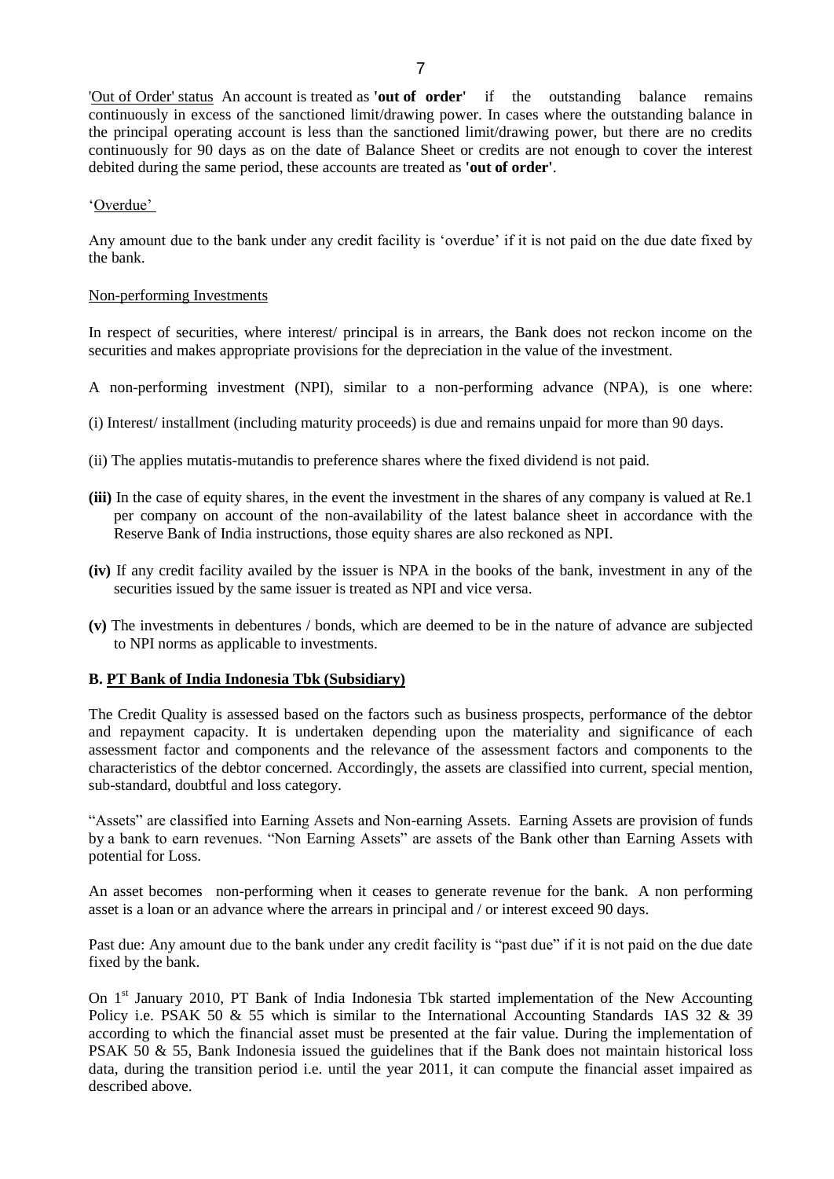'Out of Order' status An account is treated as **'out of order'** if the outstanding balance remains continuously in excess of the sanctioned limit/drawing power. In cases where the outstanding balance in the principal operating account is less than the sanctioned limit/drawing power, but there are no credits continuously for 90 days as on the date of Balance Sheet or credits are not enough to cover the interest debited during the same period, these accounts are treated as **'out of order'**.

'Overdue'

Any amount due to the bank under any credit facility is 'overdue' if it is not paid on the due date fixed by the bank.

Non-performing Investments

In respect of securities, where interest/ principal is in arrears, the Bank does not reckon income on the securities and makes appropriate provisions for the depreciation in the value of the investment.

A non-performing investment (NPI), similar to a non-performing advance (NPA), is one where:

(i) Interest/ installment (including maturity proceeds) is due and remains unpaid for more than 90 days.

(ii) The applies mutatis-mutandis to preference shares where the fixed dividend is not paid.

**(iii)** In the case of equity shares, in the event the investment in the shares of any company is valued at Re.1 per company on account of the non-availability of the latest balance sheet in accordance with the Reserve Bank of India instructions, those equity shares are also reckoned as NPI.

**(iv)** If any credit facility availed by the issuer is NPA in the books of the bank, investment in any of the securities issued by the same issuer is treated as NPI and vice versa.

**(v)** The investments in debentures / bonds, which are deemed to be in the nature of advance are subjected to NPI norms as applicable to investments.

**B. PT Bank of India Indonesia Tbk (Subsidiary)**

The Credit Quality is assessed based on the factors such as business prospects, performance of the debtor and repayment capacity. It is undertaken depending upon the materiality and significance of each assessment factor and components and the relevance of the assessment factors and components to the characteristics of the debtor concerned. Accordingly, the assets are classified into current, special mention, sub-standard, doubtful and loss category.

"Assets" are classified into Earning Assets and Non-earning Assets. Earning Assets are provision of funds by a bank to earn revenues. "Non Earning Assets" are assets of the Bank other than Earning Assets with potential for Loss.

An asset becomes non-performing when it ceases to generate revenue for the bank. A non performing asset is a loan or an advance where the arrears in principal and / or interest exceed 90 days.

Past due: Any amount due to the bank under any credit facility is "past due" if it is not paid on the due date fixed by the bank.

On 1st January 2010, PT Bank of India Indonesia Tbk started implementation of the New Accounting Policy i.e. PSAK 50 & 55 which is similar to the International Accounting Standards IAS 32 & 39 according to which the financial asset must be presented at the fair value. During the implementation of PSAK 50 & 55, Bank Indonesia issued the guidelines that if the Bank does not maintain historical loss data, during the transition period i.e. until the year 2011, it can compute the financial asset impaired as described above.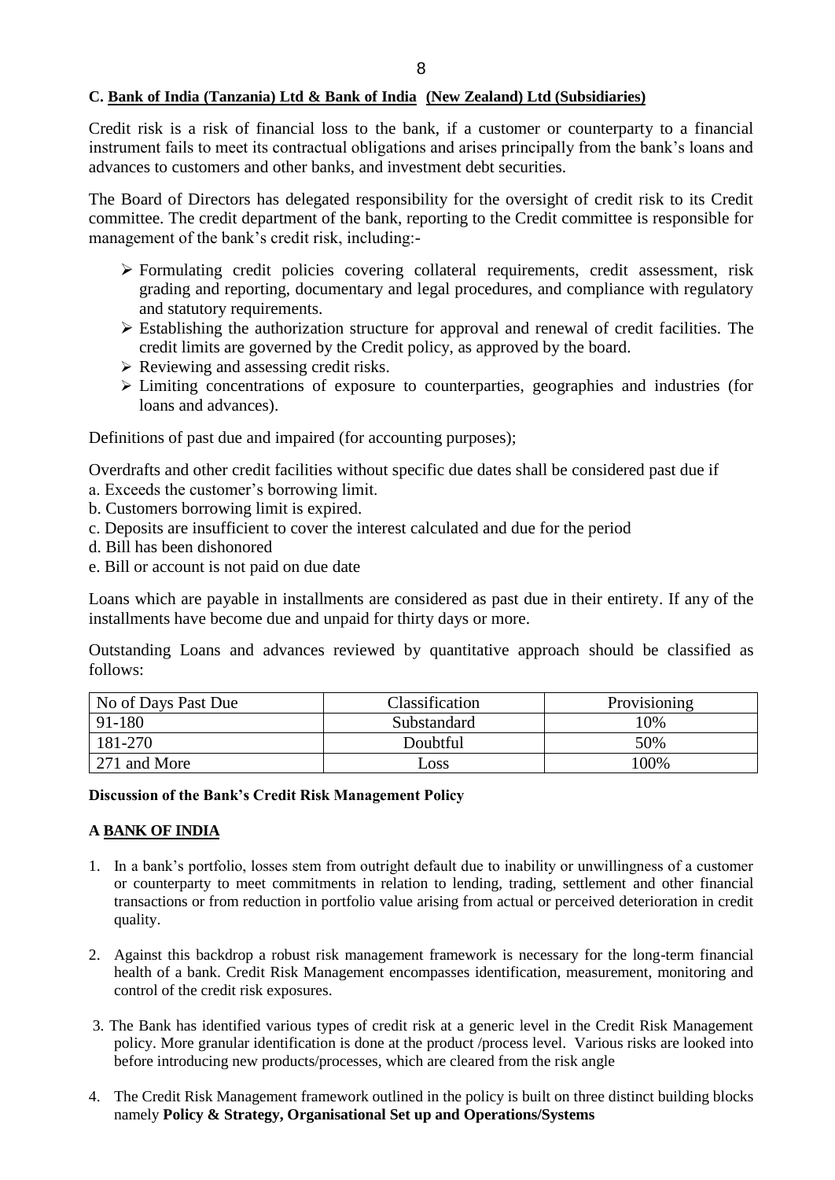**C. Bank of India (Tanzania) Ltd & Bank of India (New Zealand) Ltd (Subsidiaries)**

Credit risk is a risk of financial loss to the bank, if a customer or counterparty to a financial instrument fails to meet its contractual obligations and arises principally from the bank's loans and advances to customers and other banks, and investment debt securities.

The Board of Directors has delegated responsibility for the oversight of credit risk to its Credit committee. The credit department of the bank, reporting to the Credit committee is responsible for management of the bank's credit risk, including:-

- Formulating credit policies covering collateral requirements, credit assessment, risk grading and reporting, documentary and legal procedures, and compliance with regulatory and statutory requirements.
- Establishing the authorization structure for approval and renewal of credit facilities. The credit limits are governed by the Credit policy, as approved by the board.
- Reviewing and assessing credit risks.
- Limiting concentrations of exposure to counterparties, geographies and industries (for loans and advances).

Definitions of past due and impaired (for accounting purposes);

Overdrafts and other credit facilities without specific due dates shall be considered past due if

a. Exceeds the customer's borrowing limit.
b. Customers borrowing limit is expired.
c. Deposits are insufficient to cover the interest calculated and due for the period
d. Bill has been dishonored
e. Bill or account is not paid on due date

Loans which are payable in installments are considered as past due in their entirety. If any of the installments have become due and unpaid for thirty days or more.

Outstanding Loans and advances reviewed by quantitative approach should be classified as follows:

| No of Days Past Due | Classification | Provisioning |
|---|---|---|
| 91-180 | Substandard | 10% |
| 181-270 | Doubtful | 50% |
| 271 and More | Loss | 100% |

**Discussion of the Bank's Credit Risk Management Policy**

**A BANK OF INDIA**

1. In a bank's portfolio, losses stem from outright default due to inability or unwillingness of a customer or counterparty to meet commitments in relation to lending, trading, settlement and other financial transactions or from reduction in portfolio value arising from actual or perceived deterioration in credit quality.

2. Against this backdrop a robust risk management framework is necessary for the long-term financial health of a bank. Credit Risk Management encompasses identification, measurement, monitoring and control of the credit risk exposures.

3. The Bank has identified various types of credit risk at a generic level in the Credit Risk Management policy. More granular identification is done at the product /process level. Various risks are looked into before introducing new products/processes, which are cleared from the risk angle

4. The Credit Risk Management framework outlined in the policy is built on three distinct building blocks namely **Policy & Strategy, Organisational Set up and Operations/Systems**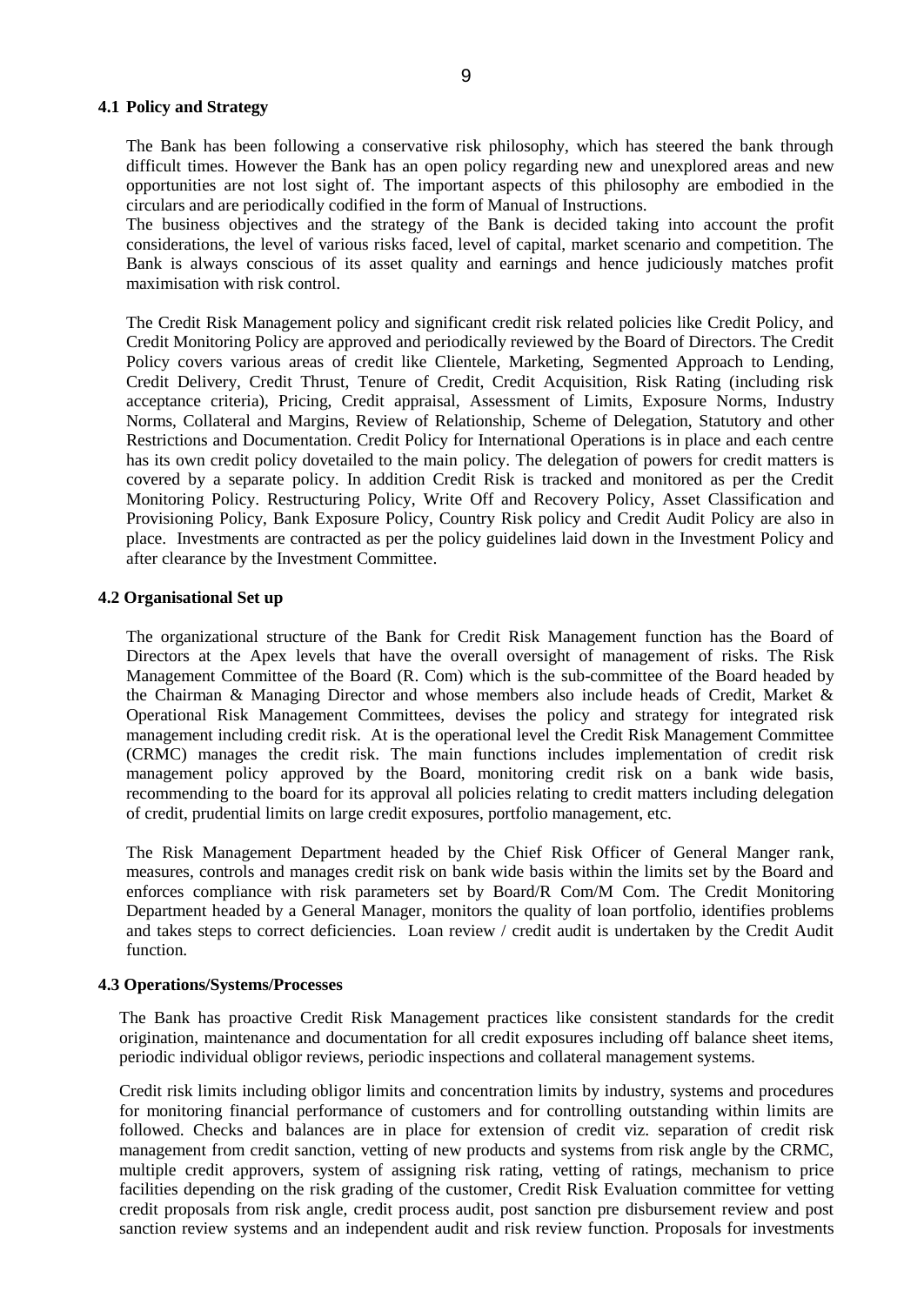## 4.1 Policy and Strategy

The Bank has been following a conservative risk philosophy, which has steered the bank through difficult times. However the Bank has an open policy regarding new and unexplored areas and new opportunities are not lost sight of. The important aspects of this philosophy are embodied in the circulars and are periodically codified in the form of Manual of Instructions.
The business objectives and the strategy of the Bank is decided taking into account the profit considerations, the level of various risks faced, level of capital, market scenario and competition. The Bank is always conscious of its asset quality and earnings and hence judiciously matches profit maximisation with risk control.

The Credit Risk Management policy and significant credit risk related policies like Credit Policy, and Credit Monitoring Policy are approved and periodically reviewed by the Board of Directors. The Credit Policy covers various areas of credit like Clientele, Marketing, Segmented Approach to Lending, Credit Delivery, Credit Thrust, Tenure of Credit, Credit Acquisition, Risk Rating (including risk acceptance criteria), Pricing, Credit appraisal, Assessment of Limits, Exposure Norms, Industry Norms, Collateral and Margins, Review of Relationship, Scheme of Delegation, Statutory and other Restrictions and Documentation. Credit Policy for International Operations is in place and each centre has its own credit policy dovetailed to the main policy. The delegation of powers for credit matters is covered by a separate policy. In addition Credit Risk is tracked and monitored as per the Credit Monitoring Policy. Restructuring Policy, Write Off and Recovery Policy, Asset Classification and Provisioning Policy, Bank Exposure Policy, Country Risk policy and Credit Audit Policy are also in place. Investments are contracted as per the policy guidelines laid down in the Investment Policy and after clearance by the Investment Committee.

## 4.2 Organisational Set up

The organizational structure of the Bank for Credit Risk Management function has the Board of Directors at the Apex levels that have the overall oversight of management of risks. The Risk Management Committee of the Board (R. Com) which is the sub-committee of the Board headed by the Chairman & Managing Director and whose members also include heads of Credit, Market & Operational Risk Management Committees, devises the policy and strategy for integrated risk management including credit risk. At is the operational level the Credit Risk Management Committee (CRMC) manages the credit risk. The main functions includes implementation of credit risk management policy approved by the Board, monitoring credit risk on a bank wide basis, recommending to the board for its approval all policies relating to credit matters including delegation of credit, prudential limits on large credit exposures, portfolio management, etc.

The Risk Management Department headed by the Chief Risk Officer of General Manger rank, measures, controls and manages credit risk on bank wide basis within the limits set by the Board and enforces compliance with risk parameters set by Board/R Com/M Com. The Credit Monitoring Department headed by a General Manager, monitors the quality of loan portfolio, identifies problems and takes steps to correct deficiencies. Loan review / credit audit is undertaken by the Credit Audit function.

## 4.3 Operations/Systems/Processes

The Bank has proactive Credit Risk Management practices like consistent standards for the credit origination, maintenance and documentation for all credit exposures including off balance sheet items, periodic individual obligor reviews, periodic inspections and collateral management systems.

Credit risk limits including obligor limits and concentration limits by industry, systems and procedures for monitoring financial performance of customers and for controlling outstanding within limits are followed. Checks and balances are in place for extension of credit viz. separation of credit risk management from credit sanction, vetting of new products and systems from risk angle by the CRMC, multiple credit approvers, system of assigning risk rating, vetting of ratings, mechanism to price facilities depending on the risk grading of the customer, Credit Risk Evaluation committee for vetting credit proposals from risk angle, credit process audit, post sanction pre disbursement review and post sanction review systems and an independent audit and risk review function. Proposals for investments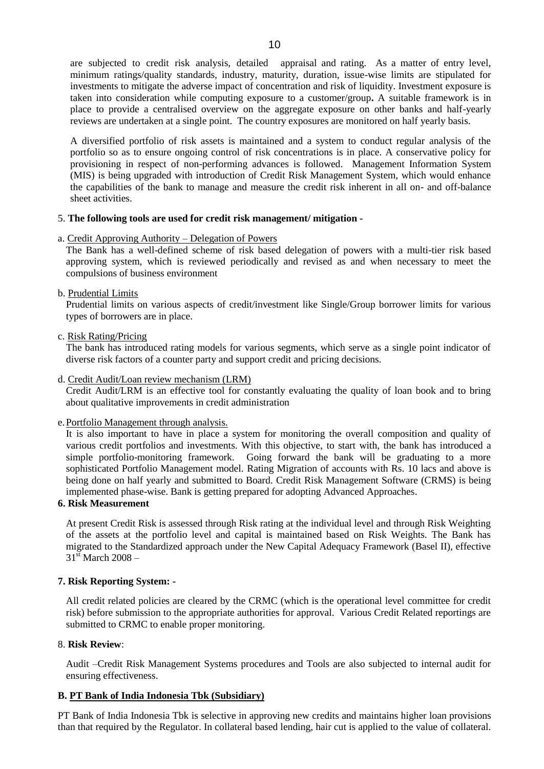are subjected to credit risk analysis, detailed appraisal and rating. As a matter of entry level, minimum ratings/quality standards, industry, maturity, duration, issue-wise limits are stipulated for investments to mitigate the adverse impact of concentration and risk of liquidity. Investment exposure is taken into consideration while computing exposure to a customer/group**.** A suitable framework is in place to provide a centralised overview on the aggregate exposure on other banks and half-yearly reviews are undertaken at a single point. The country exposures are monitored on half yearly basis.

A diversified portfolio of risk assets is maintained and a system to conduct regular analysis of the portfolio so as to ensure ongoing control of risk concentrations is in place. A conservative policy for provisioning in respect of non-performing advances is followed. Management Information System (MIS) is being upgraded with introduction of Credit Risk Management System, which would enhance the capabilities of the bank to manage and measure the credit risk inherent in all on- and off-balance sheet activities.

5. **The following tools are used for credit risk management/ mitigation -**

a. Credit Approving Authority – Delegation of Powers

The Bank has a well-defined scheme of risk based delegation of powers with a multi-tier risk based approving system, which is reviewed periodically and revised as and when necessary to meet the compulsions of business environment

b. Prudential Limits

Prudential limits on various aspects of credit/investment like Single/Group borrower limits for various types of borrowers are in place.

c. Risk Rating/Pricing

The bank has introduced rating models for various segments, which serve as a single point indicator of diverse risk factors of a counter party and support credit and pricing decisions.

d. Credit Audit/Loan review mechanism (LRM)

Credit Audit/LRM is an effective tool for constantly evaluating the quality of loan book and to bring about qualitative improvements in credit administration

e. Portfolio Management through analysis.

It is also important to have in place a system for monitoring the overall composition and quality of various credit portfolios and investments. With this objective, to start with, the bank has introduced a simple portfolio-monitoring framework. Going forward the bank will be graduating to a more sophisticated Portfolio Management model. Rating Migration of accounts with Rs. 10 lacs and above is being done on half yearly and submitted to Board. Credit Risk Management Software (CRMS) is being implemented phase-wise. Bank is getting prepared for adopting Advanced Approaches.

**6. Risk Measurement**

At present Credit Risk is assessed through Risk rating at the individual level and through Risk Weighting of the assets at the portfolio level and capital is maintained based on Risk Weights. The Bank has migrated to the Standardized approach under the New Capital Adequacy Framework (Basel II), effective 31st March 2008 –

**7. Risk Reporting System: -**

All credit related policies are cleared by the CRMC (which is the operational level committee for credit risk) before submission to the appropriate authorities for approval. Various Credit Related reportings are submitted to CRMC to enable proper monitoring.

8. **Risk Review**:

Audit –Credit Risk Management Systems procedures and Tools are also subjected to internal audit for ensuring effectiveness.

**B. PT Bank of India Indonesia Tbk (Subsidiary)**

PT Bank of India Indonesia Tbk is selective in approving new credits and maintains higher loan provisions than that required by the Regulator. In collateral based lending, hair cut is applied to the value of collateral.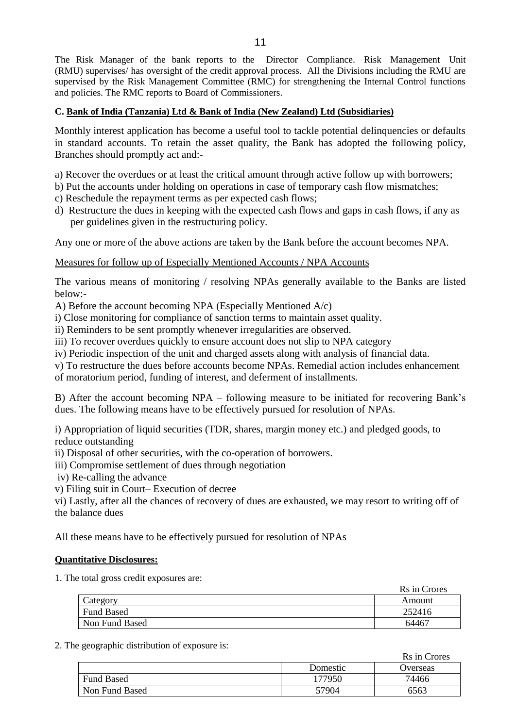The Risk Manager of the bank reports to the Director Compliance. Risk Management Unit (RMU) supervises/ has oversight of the credit approval process. All the Divisions including the RMU are supervised by the Risk Management Committee (RMC) for strengthening the Internal Control functions and policies. The RMC reports to Board of Commissioners.

**C. Bank of India (Tanzania) Ltd & Bank of India (New Zealand) Ltd (Subsidiaries)**

Monthly interest application has become a useful tool to tackle potential delinquencies or defaults in standard accounts. To retain the asset quality, the Bank has adopted the following policy, Branches should promptly act and:-

a) Recover the overdues or at least the critical amount through active follow up with borrowers;
b) Put the accounts under holding on operations in case of temporary cash flow mismatches;
c) Reschedule the repayment terms as per expected cash flows;
d) Restructure the dues in keeping with the expected cash flows and gaps in cash flows, if any as per guidelines given in the restructuring policy.

Any one or more of the above actions are taken by the Bank before the account becomes NPA.

Measures for follow up of Especially Mentioned Accounts / NPA Accounts

The various means of monitoring / resolving NPAs generally available to the Banks are listed below:-

A) Before the account becoming NPA (Especially Mentioned A/c)

i) Close monitoring for compliance of sanction terms to maintain asset quality.
ii) Reminders to be sent promptly whenever irregularities are observed.
iii) To recover overdues quickly to ensure account does not slip to NPA category
iv) Periodic inspection of the unit and charged assets along with analysis of financial data.
v) To restructure the dues before accounts become NPAs. Remedial action includes enhancement of moratorium period, funding of interest, and deferment of installments.

B) After the account becoming NPA – following measure to be initiated for recovering Bank's dues. The following means have to be effectively pursued for resolution of NPAs.

i) Appropriation of liquid securities (TDR, shares, margin money etc.) and pledged goods, to reduce outstanding
ii) Disposal of other securities, with the co-operation of borrowers.
iii) Compromise settlement of dues through negotiation
iv) Re-calling the advance
v) Filing suit in Court– Execution of decree
vi) Lastly, after all the chances of recovery of dues are exhausted, we may resort to writing off of the balance dues

All these means have to be effectively pursued for resolution of NPAs

**Quantitative Disclosures:**

1. The total gross credit exposures are:

Rs in Crores

| Category | Amount |
|---|---|
| Fund Based | 252416 |
| Non Fund Based | 64467 |

2. The geographic distribution of exposure is:

Rs in Crores

| | Domestic | Overseas |
|---|---|---|
| Fund Based | 177950 | 74466 |
| Non Fund Based | 57904 | 6563 |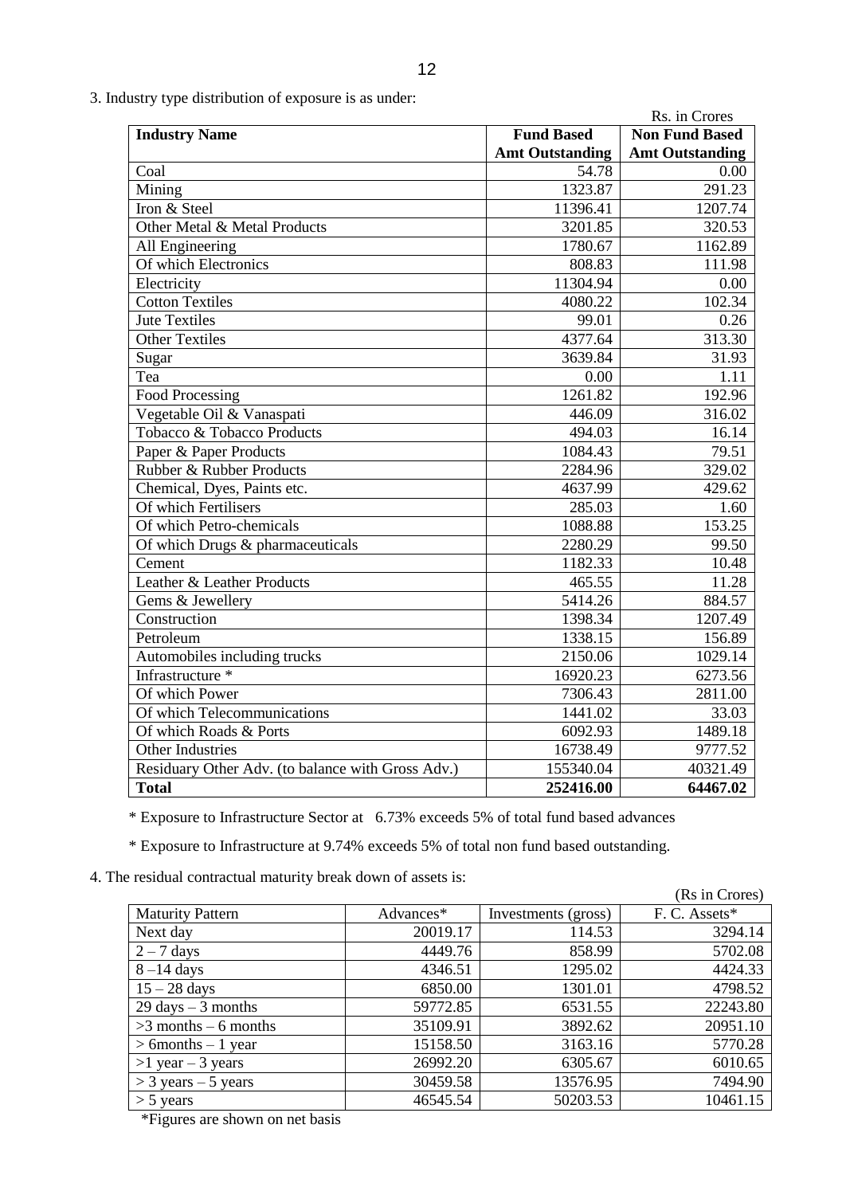3. Industry type distribution of exposure is as under:

Rs. in Crores

| Industry Name | Fund Based Amt Outstanding | Non Fund Based Amt Outstanding |
|---|---|---|
| Coal | 54.78 | 0.00 |
| Mining | 1323.87 | 291.23 |
| Iron & Steel | 11396.41 | 1207.74 |
| Other Metal & Metal Products | 3201.85 | 320.53 |
| All Engineering | 1780.67 | 1162.89 |
| Of which Electronics | 808.83 | 111.98 |
| Electricity | 11304.94 | 0.00 |
| Cotton Textiles | 4080.22 | 102.34 |
| Jute Textiles | 99.01 | 0.26 |
| Other Textiles | 4377.64 | 313.30 |
| Sugar | 3639.84 | 31.93 |
| Tea | 0.00 | 1.11 |
| Food Processing | 1261.82 | 192.96 |
| Vegetable Oil & Vanaspati | 446.09 | 316.02 |
| Tobacco & Tobacco Products | 494.03 | 16.14 |
| Paper & Paper Products | 1084.43 | 79.51 |
| Rubber & Rubber Products | 2284.96 | 329.02 |
| Chemical, Dyes, Paints etc. | 4637.99 | 429.62 |
| Of which Fertilisers | 285.03 | 1.60 |
| Of which Petro-chemicals | 1088.88 | 153.25 |
| Of which Drugs & pharmaceuticals | 2280.29 | 99.50 |
| Cement | 1182.33 | 10.48 |
| Leather & Leather Products | 465.55 | 11.28 |
| Gems & Jewellery | 5414.26 | 884.57 |
| Construction | 1398.34 | 1207.49 |
| Petroleum | 1338.15 | 156.89 |
| Automobiles including trucks | 2150.06 | 1029.14 |
| Infrastructure * | 16920.23 | 6273.56 |
| Of which Power | 7306.43 | 2811.00 |
| Of which Telecommunications | 1441.02 | 33.03 |
| Of which Roads & Ports | 6092.93 | 1489.18 |
| Other Industries | 16738.49 | 9777.52 |
| Residuary Other Adv. (to balance with Gross Adv.) | 155340.04 | 40321.49 |
| **Total** | **252416.00** | **64467.02** |

\* Exposure to Infrastructure Sector at 6.73% exceeds 5% of total fund based advances

\* Exposure to Infrastructure at 9.74% exceeds 5% of total non fund based outstanding.

4. The residual contractual maturity break down of assets is:

(Rs in Crores)

| Maturity Pattern | Advances* | Investments (gross) | F. C. Assets* |
|---|---|---|---|
| Next day | 20019.17 | 114.53 | 3294.14 |
| 2 – 7 days | 4449.76 | 858.99 | 5702.08 |
| 8 –14 days | 4346.51 | 1295.02 | 4424.33 |
| 15 – 28 days | 6850.00 | 1301.01 | 4798.52 |
| 29 days – 3 months | 59772.85 | 6531.55 | 22243.80 |
| >3 months – 6 months | 35109.91 | 3892.62 | 20951.10 |
| > 6months – 1 year | 15158.50 | 3163.16 | 5770.28 |
| >1 year – 3 years | 26992.20 | 6305.67 | 6010.65 |
| > 3 years – 5 years | 30459.58 | 13576.95 | 7494.90 |
| > 5 years | 46545.54 | 50203.53 | 10461.15 |

*Figures are shown on net basis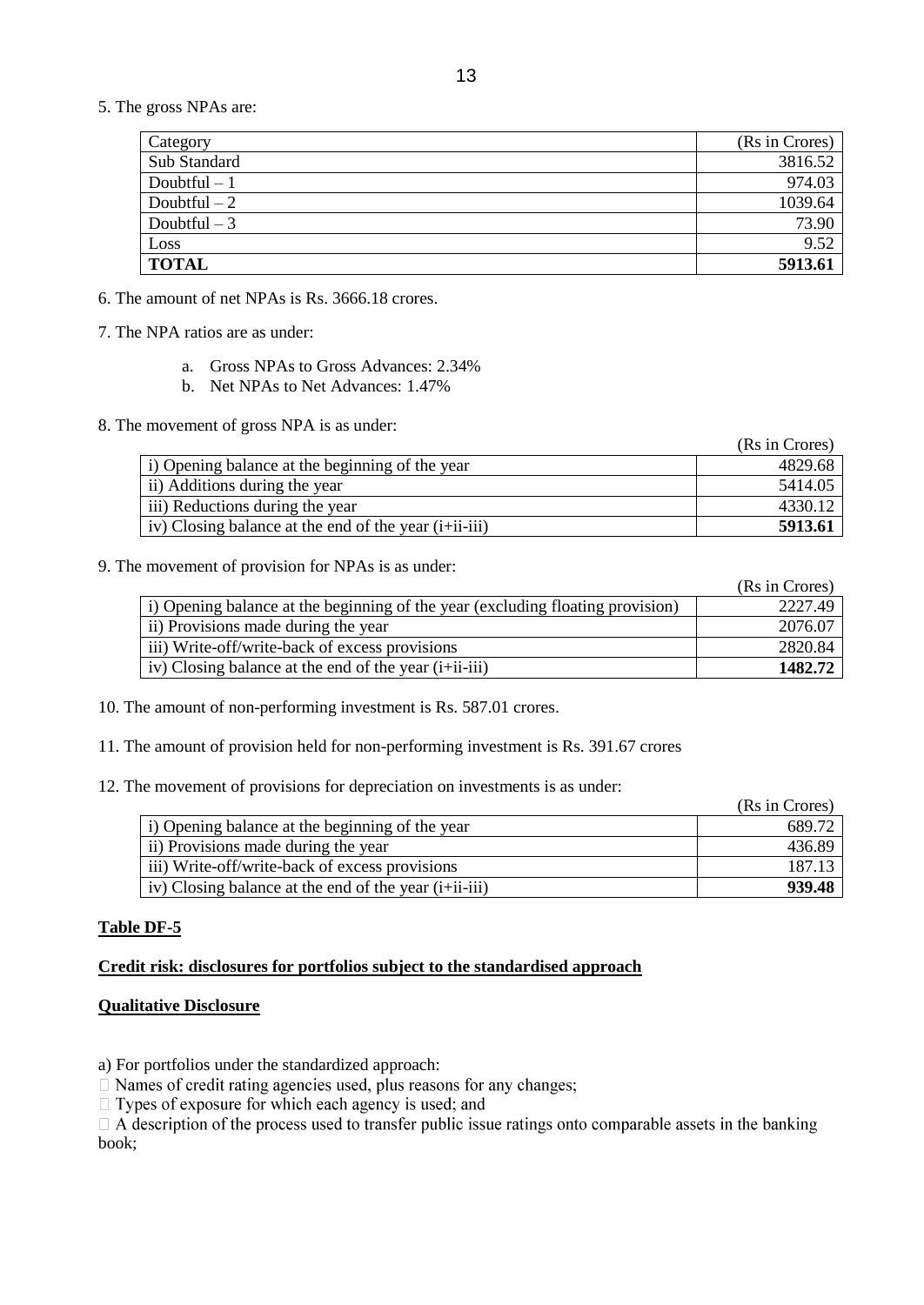5. The gross NPAs are:

| Category | (Rs in Crores) |
| --- | --- |
| Sub Standard | 3816.52 |
| Doubtful – 1 | 974.03 |
| Doubtful – 2 | 1039.64 |
| Doubtful – 3 | 73.90 |
| Loss | 9.52 |
| **TOTAL** | **5913.61** |

6. The amount of net NPAs is Rs. 3666.18 crores.

7. The NPA ratios are as under:

   a. Gross NPAs to Gross Advances: 2.34%
   b. Net NPAs to Net Advances: 1.47%

8. The movement of gross NPA is as under:

| | (Rs in Crores) |
| --- | --- |
| i) Opening balance at the beginning of the year | 4829.68 |
| ii) Additions during the year | 5414.05 |
| iii) Reductions during the year | 4330.12 |
| iv) Closing balance at the end of the year (i+ii-iii) | **5913.61** |

9. The movement of provision for NPAs is as under:

| | (Rs in Crores) |
| --- | --- |
| i) Opening balance at the beginning of the year (excluding floating provision) | 2227.49 |
| ii) Provisions made during the year | 2076.07 |
| iii) Write-off/write-back of excess provisions | 2820.84 |
| iv) Closing balance at the end of the year (i+ii-iii) | **1482.72** |

10. The amount of non-performing investment is Rs. 587.01 crores.

11. The amount of provision held for non-performing investment is Rs. 391.67 crores

12. The movement of provisions for depreciation on investments is as under:

| | (Rs in Crores) |
| --- | --- |
| i) Opening balance at the beginning of the year | 689.72 |
| ii) Provisions made during the year | 436.89 |
| iii) Write-off/write-back of excess provisions | 187.13 |
| iv) Closing balance at the end of the year (i+ii-iii) | **939.48** |

**Table DF-5**

**Credit risk: disclosures for portfolios subject to the standardised approach**

**Qualitative Disclosure**

a) For portfolios under the standardized approach:
- Names of credit rating agencies used, plus reasons for any changes;
- Types of exposure for which each agency is used; and
- A description of the process used to transfer public issue ratings onto comparable assets in the banking book;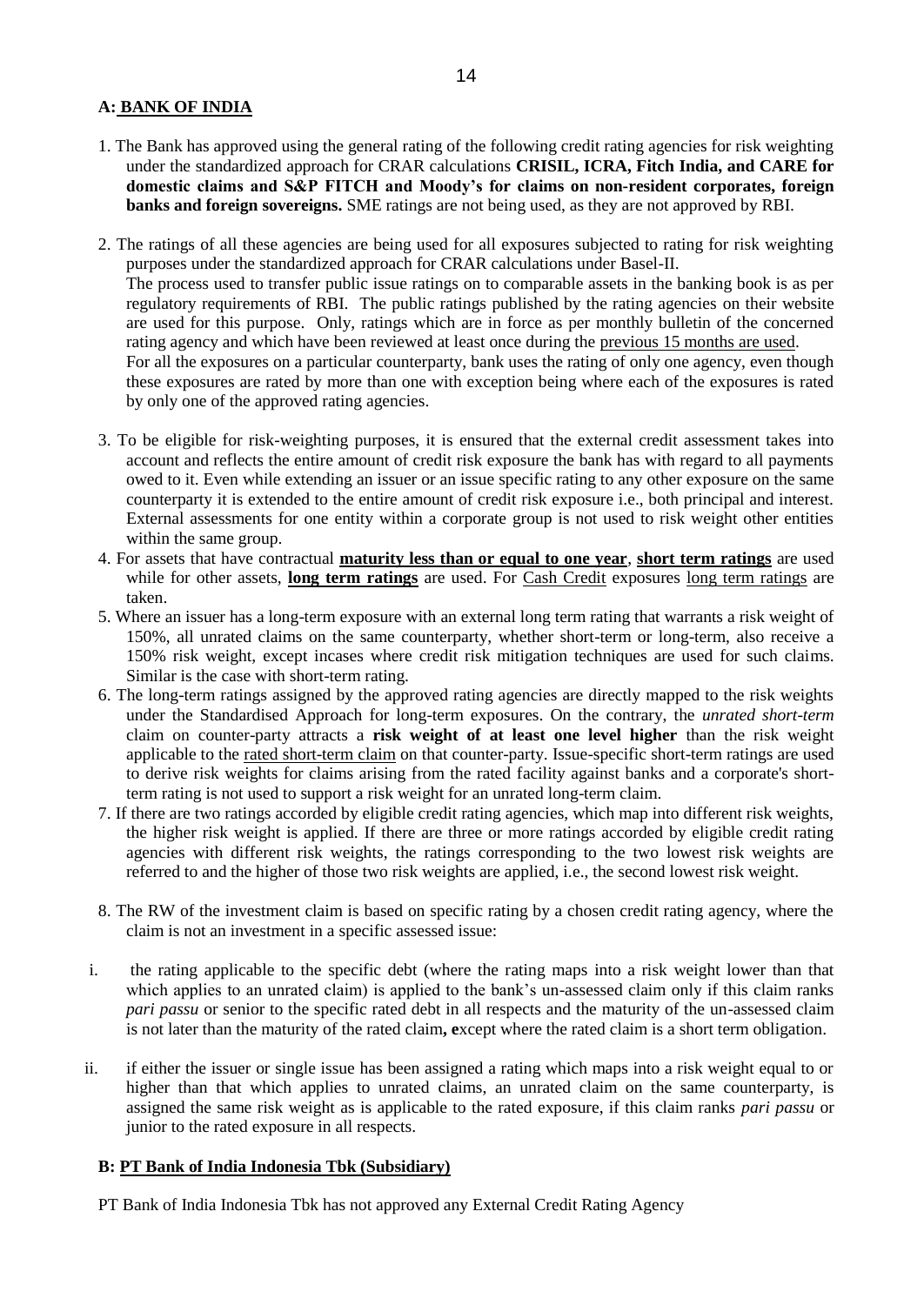## A: **BANK OF INDIA**

1. The Bank has approved using the general rating of the following credit rating agencies for risk weighting under the standardized approach for CRAR calculations **CRISIL, ICRA, Fitch India, and CARE for domestic claims and S&P FITCH and Moody's for claims on non-resident corporates, foreign banks and foreign sovereigns.** SME ratings are not being used, as they are not approved by RBI.

2. The ratings of all these agencies are being used for all exposures subjected to rating for risk weighting purposes under the standardized approach for CRAR calculations under Basel-II.
   The process used to transfer public issue ratings on to comparable assets in the banking book is as per regulatory requirements of RBI. The public ratings published by the rating agencies on their website are used for this purpose. Only, ratings which are in force as per monthly bulletin of the concerned rating agency and which have been reviewed at least once during the previous 15 months are used.
   For all the exposures on a particular counterparty, bank uses the rating of only one agency, even though these exposures are rated by more than one with exception being where each of the exposures is rated by only one of the approved rating agencies.

3. To be eligible for risk-weighting purposes, it is ensured that the external credit assessment takes into account and reflects the entire amount of credit risk exposure the bank has with regard to all payments owed to it. Even while extending an issuer or an issue specific rating to any other exposure on the same counterparty it is extended to the entire amount of credit risk exposure i.e., both principal and interest. External assessments for one entity within a corporate group is not used to risk weight other entities within the same group.

4. For assets that have contractual **maturity less than or equal to one year**, **short term ratings** are used while for other assets, **long term ratings** are used. For Cash Credit exposures long term ratings are taken.

5. Where an issuer has a long-term exposure with an external long term rating that warrants a risk weight of 150%, all unrated claims on the same counterparty, whether short-term or long-term, also receive a 150% risk weight, except incases where credit risk mitigation techniques are used for such claims. Similar is the case with short-term rating.

6. The long-term ratings assigned by the approved rating agencies are directly mapped to the risk weights under the Standardised Approach for long-term exposures. On the contrary, the *unrated short-term* claim on counter-party attracts a **risk weight of at least one level higher** than the risk weight applicable to the rated short-term claim on that counter-party. Issue-specific short-term ratings are used to derive risk weights for claims arising from the rated facility against banks and a corporate's short-term rating is not used to support a risk weight for an unrated long-term claim.

7. If there are two ratings accorded by eligible credit rating agencies, which map into different risk weights, the higher risk weight is applied. If there are three or more ratings accorded by eligible credit rating agencies with different risk weights, the ratings corresponding to the two lowest risk weights are referred to and the higher of those two risk weights are applied, i.e., the second lowest risk weight.

8. The RW of the investment claim is based on specific rating by a chosen credit rating agency, where the claim is not an investment in a specific assessed issue:

   i. the rating applicable to the specific debt (where the rating maps into a risk weight lower than that which applies to an unrated claim) is applied to the bank's un-assessed claim only if this claim ranks *pari passu* or senior to the specific rated debt in all respects and the maturity of the un-assessed claim is not later than the maturity of the rated claim**, e**xcept where the rated claim is a short term obligation.

   ii. if either the issuer or single issue has been assigned a rating which maps into a risk weight equal to or higher than that which applies to unrated claims, an unrated claim on the same counterparty, is assigned the same risk weight as is applicable to the rated exposure, if this claim ranks *pari passu* or junior to the rated exposure in all respects.

## B: **PT Bank of India Indonesia Tbk (Subsidiary)**

PT Bank of India Indonesia Tbk has not approved any External Credit Rating Agency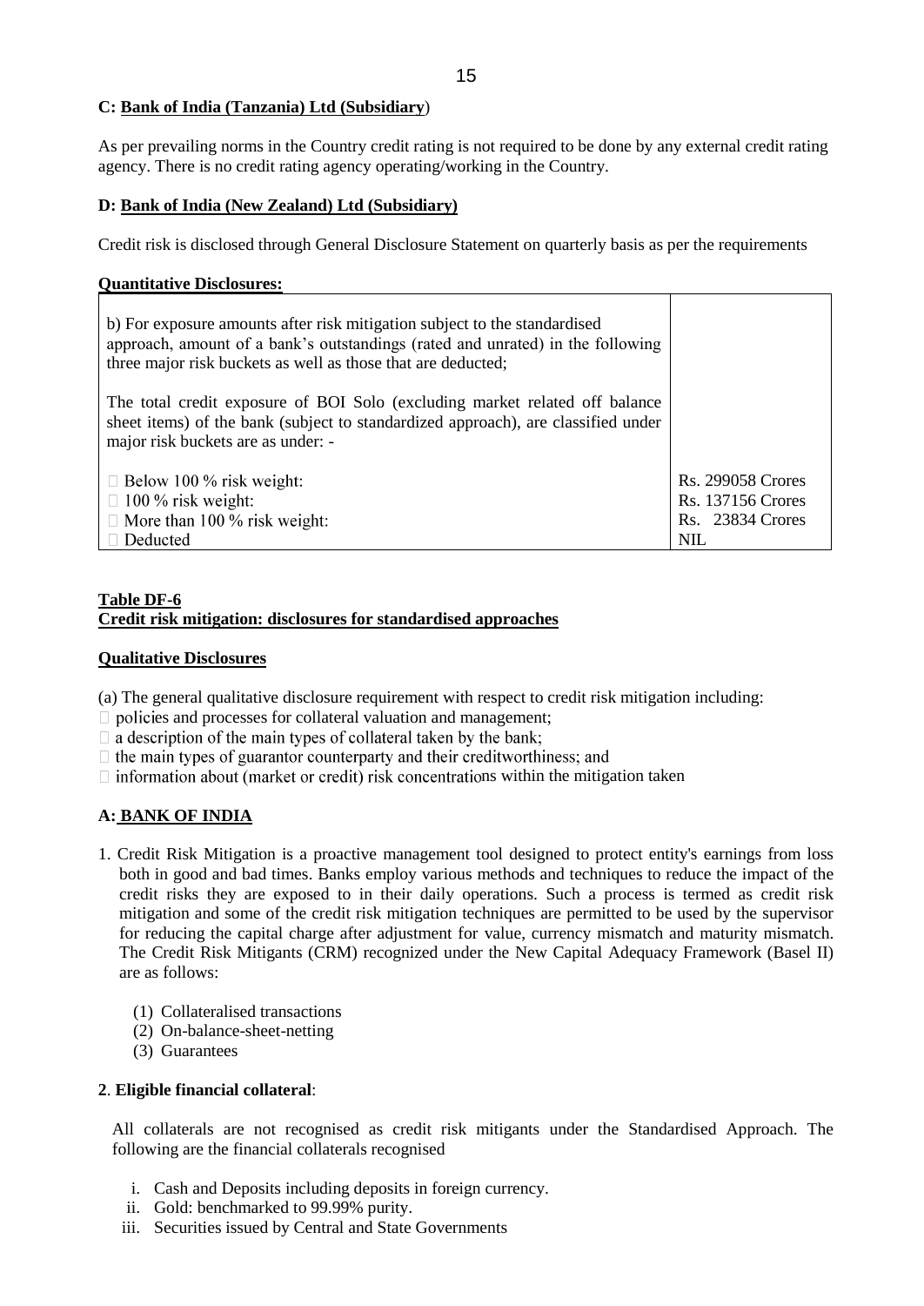**C: Bank of India (Tanzania) Ltd (Subsidiary)**

As per prevailing norms in the Country credit rating is not required to be done by any external credit rating agency. There is no credit rating agency operating/working in the Country.

**D: Bank of India (New Zealand) Ltd (Subsidiary)**

Credit risk is disclosed through General Disclosure Statement on quarterly basis as per the requirements

**Quantitative Disclosures:**

| | |
|---|---|
| b) For exposure amounts after risk mitigation subject to the standardised approach, amount of a bank's outstandings (rated and unrated) in the following three major risk buckets as well as those that are deducted;<br><br>The total credit exposure of BOI Solo (excluding market related off balance sheet items) of the bank (subject to standardized approach), are classified under major risk buckets are as under: - | |
| Below 100 % risk weight: | Rs. 299058 Crores |
| 100 % risk weight: | Rs. 137156 Crores |
| More than 100 % risk weight: | Rs. 23834 Crores |
| Deducted | NIL |

**Table DF-6**
**Credit risk mitigation: disclosures for standardised approaches**

**Qualitative Disclosures**

(a) The general qualitative disclosure requirement with respect to credit risk mitigation including:
- policies and processes for collateral valuation and management;
- a description of the main types of collateral taken by the bank;
- the main types of guarantor counterparty and their creditworthiness; and
- information about (market or credit) risk concentrations within the mitigation taken

**A: BANK OF INDIA**

1. Credit Risk Mitigation is a proactive management tool designed to protect entity's earnings from loss both in good and bad times. Banks employ various methods and techniques to reduce the impact of the credit risks they are exposed to in their daily operations. Such a process is termed as credit risk mitigation and some of the credit risk mitigation techniques are permitted to be used by the supervisor for reducing the capital charge after adjustment for value, currency mismatch and maturity mismatch. The Credit Risk Mitigants (CRM) recognized under the New Capital Adequacy Framework (Basel II) are as follows:

   (1) Collateralised transactions
   (2) On-balance-sheet-netting
   (3) Guarantees

**2**. **Eligible financial collateral**:

All collaterals are not recognised as credit risk mitigants under the Standardised Approach. The following are the financial collaterals recognised

i. Cash and Deposits including deposits in foreign currency.
ii. Gold: benchmarked to 99.99% purity.
iii. Securities issued by Central and State Governments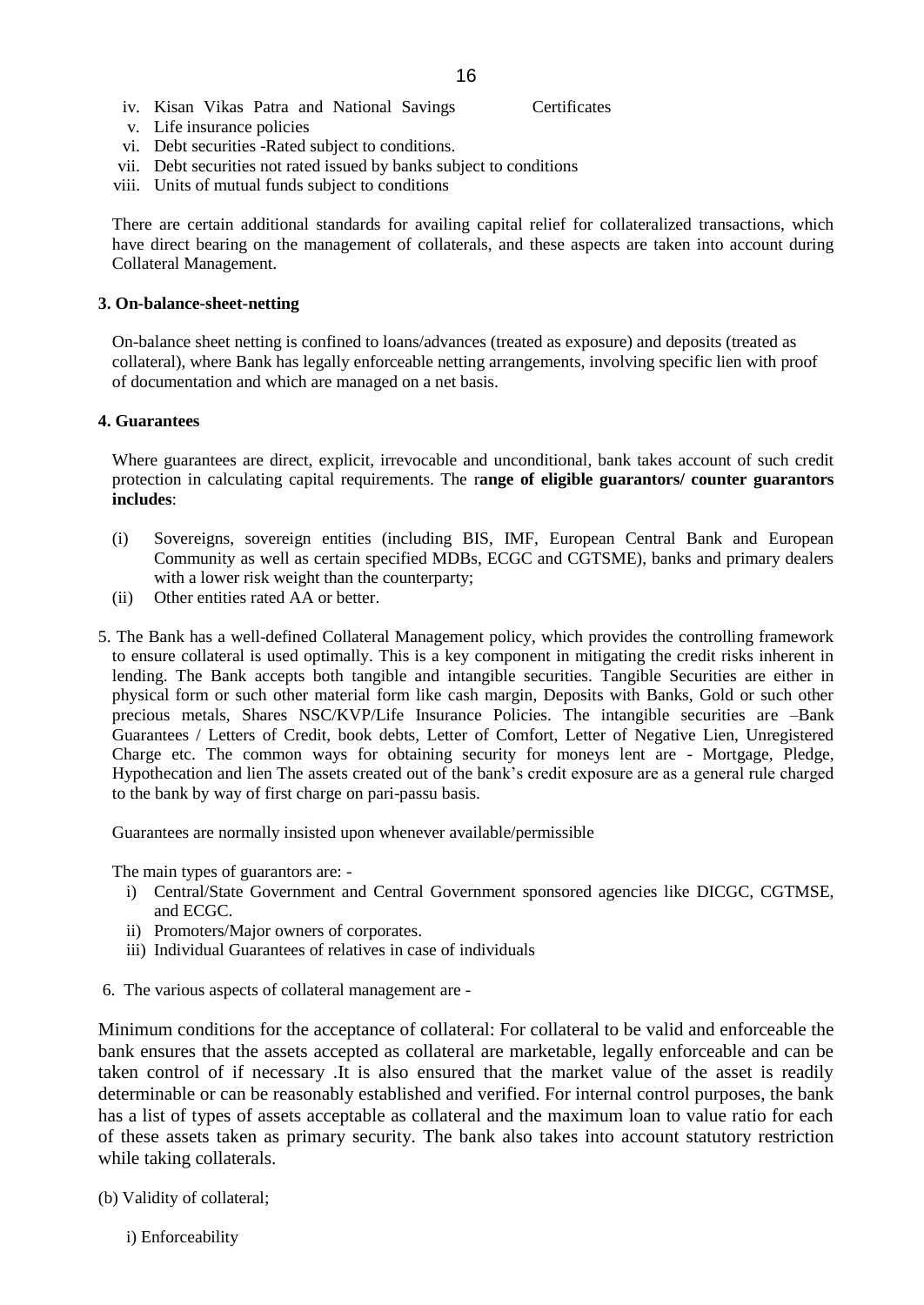iv. Kisan Vikas Patra and National Savings Certificates
v. Life insurance policies
vi. Debt securities -Rated subject to conditions.
vii. Debt securities not rated issued by banks subject to conditions
viii. Units of mutual funds subject to conditions

There are certain additional standards for availing capital relief for collateralized transactions, which have direct bearing on the management of collaterals, and these aspects are taken into account during Collateral Management.

**3. On-balance-sheet-netting**

On-balance sheet netting is confined to loans/advances (treated as exposure) and deposits (treated as collateral), where Bank has legally enforceable netting arrangements, involving specific lien with proof of documentation and which are managed on a net basis.

**4. Guarantees**

Where guarantees are direct, explicit, irrevocable and unconditional, bank takes account of such credit protection in calculating capital requirements. The r**ange of eligible guarantors/ counter guarantors includes**:

(i) Sovereigns, sovereign entities (including BIS, IMF, European Central Bank and European Community as well as certain specified MDBs, ECGC and CGTSME), banks and primary dealers with a lower risk weight than the counterparty;
(ii) Other entities rated AA or better.

5. The Bank has a well-defined Collateral Management policy, which provides the controlling framework to ensure collateral is used optimally. This is a key component in mitigating the credit risks inherent in lending. The Bank accepts both tangible and intangible securities. Tangible Securities are either in physical form or such other material form like cash margin, Deposits with Banks, Gold or such other precious metals, Shares NSC/KVP/Life Insurance Policies. The intangible securities are –Bank Guarantees / Letters of Credit, book debts, Letter of Comfort, Letter of Negative Lien, Unregistered Charge etc. The common ways for obtaining security for moneys lent are - Mortgage, Pledge, Hypothecation and lien The assets created out of the bank's credit exposure are as a general rule charged to the bank by way of first charge on pari-passu basis.

Guarantees are normally insisted upon whenever available/permissible

The main types of guarantors are: -

i) Central/State Government and Central Government sponsored agencies like DICGC, CGTMSE, and ECGC.
ii) Promoters/Major owners of corporates.
iii) Individual Guarantees of relatives in case of individuals

6. The various aspects of collateral management are -

Minimum conditions for the acceptance of collateral: For collateral to be valid and enforceable the bank ensures that the assets accepted as collateral are marketable, legally enforceable and can be taken control of if necessary .It is also ensured that the market value of the asset is readily determinable or can be reasonably established and verified. For internal control purposes, the bank has a list of types of assets acceptable as collateral and the maximum loan to value ratio for each of these assets taken as primary security. The bank also takes into account statutory restriction while taking collaterals.

(b) Validity of collateral;

i) Enforceability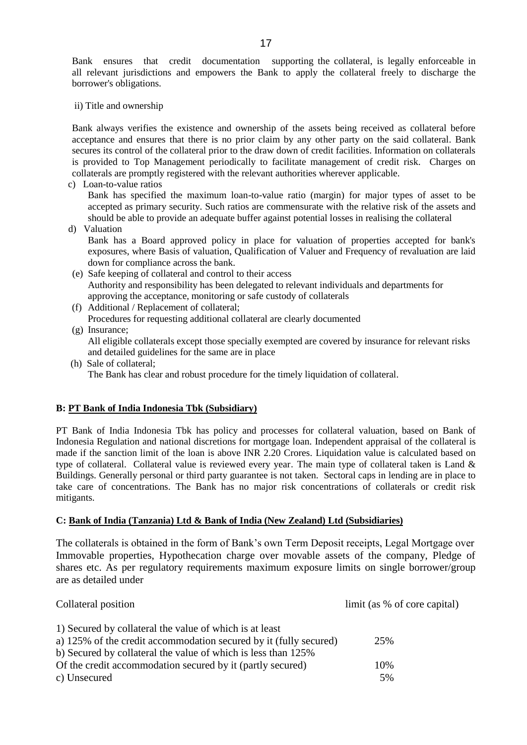Bank ensures that credit documentation supporting the collateral, is legally enforceable in all relevant jurisdictions and empowers the Bank to apply the collateral freely to discharge the borrower's obligations.

ii) Title and ownership

Bank always verifies the existence and ownership of the assets being received as collateral before acceptance and ensures that there is no prior claim by any other party on the said collateral. Bank secures its control of the collateral prior to the draw down of credit facilities. Information on collaterals is provided to Top Management periodically to facilitate management of credit risk. Charges on collaterals are promptly registered with the relevant authorities wherever applicable.

c) Loan-to-value ratios
Bank has specified the maximum loan-to-value ratio (margin) for major types of asset to be accepted as primary security. Such ratios are commensurate with the relative risk of the assets and should be able to provide an adequate buffer against potential losses in realising the collateral

d) Valuation
Bank has a Board approved policy in place for valuation of properties accepted for bank's exposures, where Basis of valuation, Qualification of Valuer and Frequency of revaluation are laid down for compliance across the bank.

(e) Safe keeping of collateral and control to their access
Authority and responsibility has been delegated to relevant individuals and departments for approving the acceptance, monitoring or safe custody of collaterals

(f) Additional / Replacement of collateral;
Procedures for requesting additional collateral are clearly documented

(g) Insurance;
All eligible collaterals except those specially exempted are covered by insurance for relevant risks and detailed guidelines for the same are in place

(h) Sale of collateral;
The Bank has clear and robust procedure for the timely liquidation of collateral.

**B: PT Bank of India Indonesia Tbk (Subsidiary)**

PT Bank of India Indonesia Tbk has policy and processes for collateral valuation, based on Bank of Indonesia Regulation and national discretions for mortgage loan. Independent appraisal of the collateral is made if the sanction limit of the loan is above INR 2.20 Crores. Liquidation value is calculated based on type of collateral. Collateral value is reviewed every year. The main type of collateral taken is Land & Buildings. Generally personal or third party guarantee is not taken. Sectoral caps in lending are in place to take care of concentrations. The Bank has no major risk concentrations of collaterals or credit risk mitigants.

**C: Bank of India (Tanzania) Ltd & Bank of India (New Zealand) Ltd (Subsidiaries)**

The collaterals is obtained in the form of Bank's own Term Deposit receipts, Legal Mortgage over Immovable properties, Hypothecation charge over movable assets of the company, Pledge of shares etc. As per regulatory requirements maximum exposure limits on single borrower/group are as detailed under

| Collateral position | limit (as % of core capital) |
|---|---|
| 1) Secured by collateral the value of which is at least | |
| a) 125% of the credit accommodation secured by it (fully secured) | 25% |
| b) Secured by collateral the value of which is less than 125% Of the credit accommodation secured by it (partly secured) | 10% |
| c) Unsecured | 5% |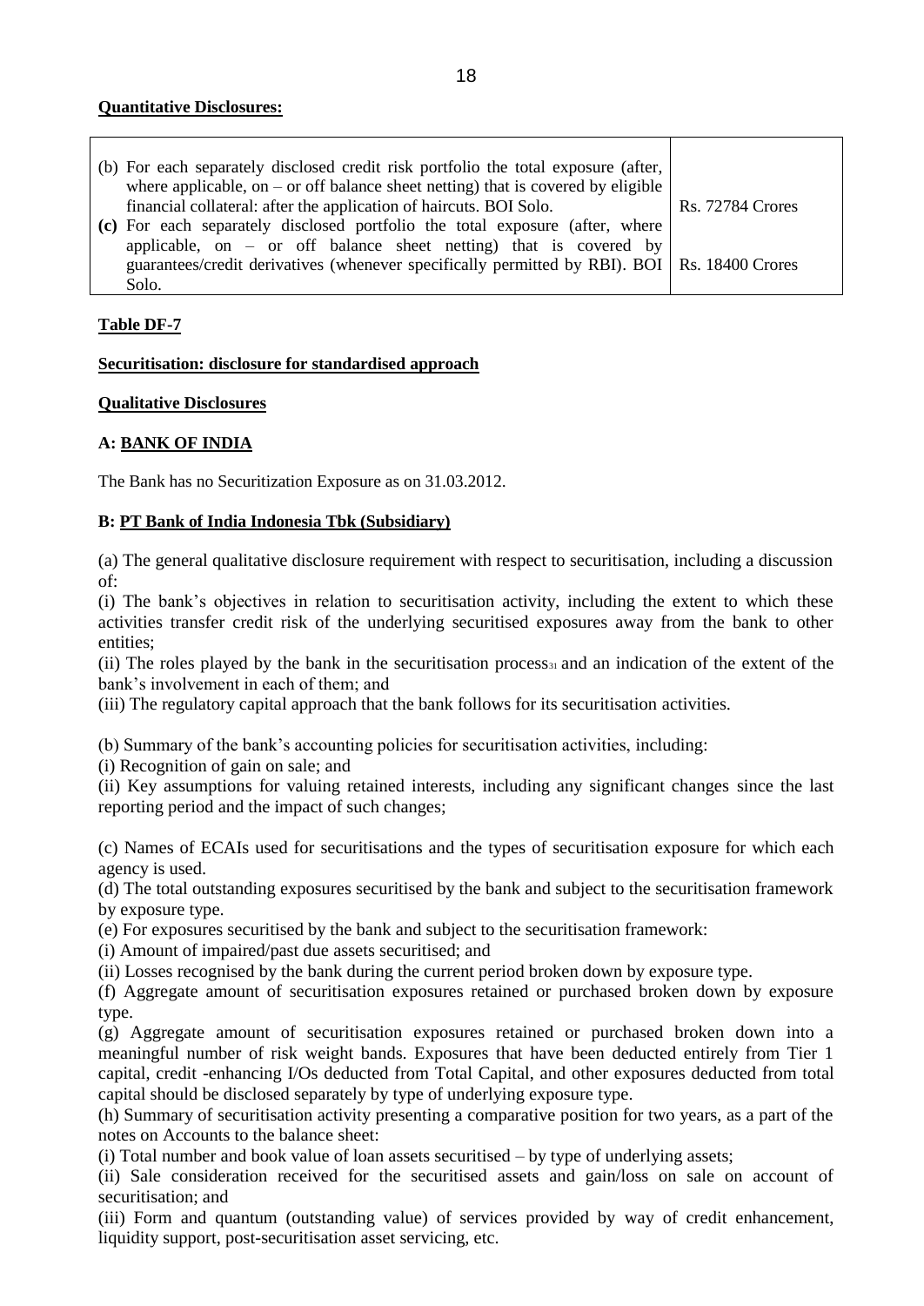**Quantitative Disclosures:**

| | |
|---|---|
| (b) For each separately disclosed credit risk portfolio the total exposure (after, where applicable, on – or off balance sheet netting) that is covered by eligible financial collateral: after the application of haircuts. BOI Solo. | Rs. 72784 Crores |
| **(c)** For each separately disclosed portfolio the total exposure (after, where applicable, on – or off balance sheet netting) that is covered by guarantees/credit derivatives (whenever specifically permitted by RBI). BOI Solo. | Rs. 18400 Crores |

**Table DF-7**

**Securitisation: disclosure for standardised approach**

**Qualitative Disclosures**

**A: BANK OF INDIA**

The Bank has no Securitization Exposure as on 31.03.2012.

**B: PT Bank of India Indonesia Tbk (Subsidiary)**

(a) The general qualitative disclosure requirement with respect to securitisation, including a discussion of:

(i) The bank's objectives in relation to securitisation activity, including the extent to which these activities transfer credit risk of the underlying securitised exposures away from the bank to other entities;

(ii) The roles played by the bank in the securitisation process[31] and an indication of the extent of the bank's involvement in each of them; and

(iii) The regulatory capital approach that the bank follows for its securitisation activities.

(b) Summary of the bank's accounting policies for securitisation activities, including:

(i) Recognition of gain on sale; and

(ii) Key assumptions for valuing retained interests, including any significant changes since the last reporting period and the impact of such changes;

(c) Names of ECAIs used for securitisations and the types of securitisation exposure for which each agency is used.

(d) The total outstanding exposures securitised by the bank and subject to the securitisation framework by exposure type.

(e) For exposures securitised by the bank and subject to the securitisation framework:

(i) Amount of impaired/past due assets securitised; and

(ii) Losses recognised by the bank during the current period broken down by exposure type.

(f) Aggregate amount of securitisation exposures retained or purchased broken down by exposure type.

(g) Aggregate amount of securitisation exposures retained or purchased broken down into a meaningful number of risk weight bands. Exposures that have been deducted entirely from Tier 1 capital, credit -enhancing I/Os deducted from Total Capital, and other exposures deducted from total capital should be disclosed separately by type of underlying exposure type.

(h) Summary of securitisation activity presenting a comparative position for two years, as a part of the notes on Accounts to the balance sheet:

(i) Total number and book value of loan assets securitised – by type of underlying assets;

(ii) Sale consideration received for the securitised assets and gain/loss on sale on account of securitisation; and

(iii) Form and quantum (outstanding value) of services provided by way of credit enhancement, liquidity support, post-securitisation asset servicing, etc.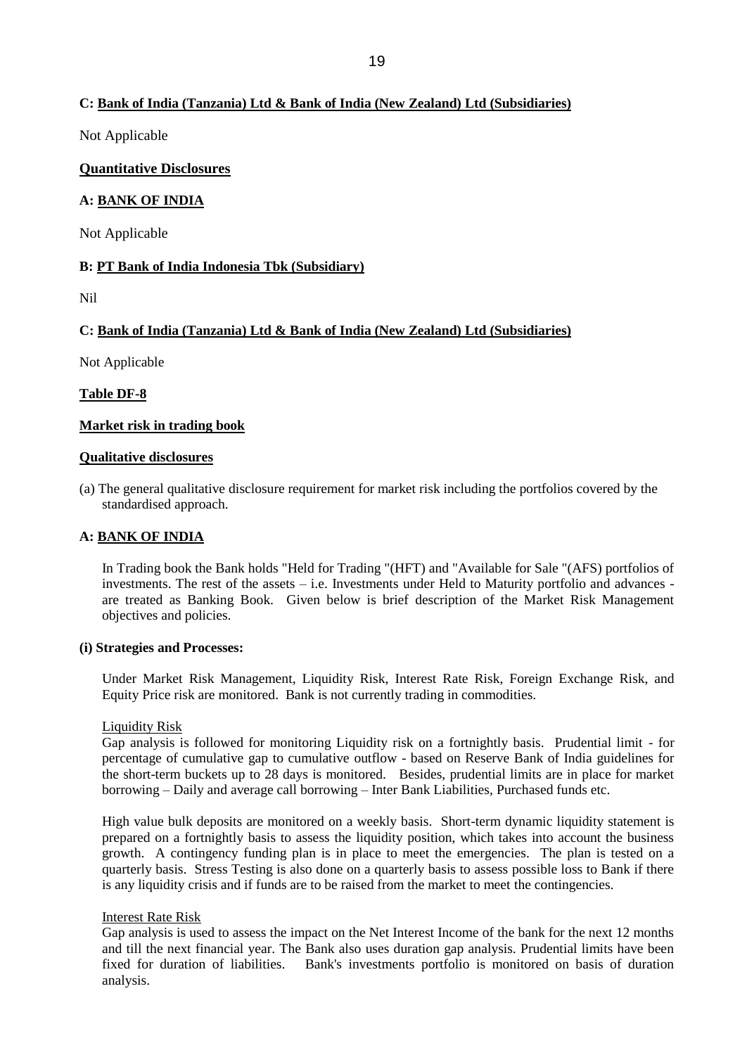**C: Bank of India (Tanzania) Ltd & Bank of India (New Zealand) Ltd (Subsidiaries)**

Not Applicable

**Quantitative Disclosures**

**A: BANK OF INDIA**

Not Applicable

**B: PT Bank of India Indonesia Tbk (Subsidiary)**

Nil

**C: Bank of India (Tanzania) Ltd & Bank of India (New Zealand) Ltd (Subsidiaries)**

Not Applicable

**Table DF-8**

**Market risk in trading book**

**Qualitative disclosures**

(a) The general qualitative disclosure requirement for market risk including the portfolios covered by the standardised approach.

**A: BANK OF INDIA**

In Trading book the Bank holds "Held for Trading "(HFT) and "Available for Sale "(AFS) portfolios of investments. The rest of the assets – i.e. Investments under Held to Maturity portfolio and advances - are treated as Banking Book. Given below is brief description of the Market Risk Management objectives and policies.

**(i) Strategies and Processes:**

Under Market Risk Management, Liquidity Risk, Interest Rate Risk, Foreign Exchange Risk, and Equity Price risk are monitored. Bank is not currently trading in commodities.

Liquidity Risk

Gap analysis is followed for monitoring Liquidity risk on a fortnightly basis. Prudential limit - for percentage of cumulative gap to cumulative outflow - based on Reserve Bank of India guidelines for the short-term buckets up to 28 days is monitored. Besides, prudential limits are in place for market borrowing – Daily and average call borrowing – Inter Bank Liabilities, Purchased funds etc.

High value bulk deposits are monitored on a weekly basis. Short-term dynamic liquidity statement is prepared on a fortnightly basis to assess the liquidity position, which takes into account the business growth. A contingency funding plan is in place to meet the emergencies. The plan is tested on a quarterly basis. Stress Testing is also done on a quarterly basis to assess possible loss to Bank if there is any liquidity crisis and if funds are to be raised from the market to meet the contingencies.

Interest Rate Risk

Gap analysis is used to assess the impact on the Net Interest Income of the bank for the next 12 months and till the next financial year. The Bank also uses duration gap analysis. Prudential limits have been fixed for duration of liabilities. Bank's investments portfolio is monitored on basis of duration analysis.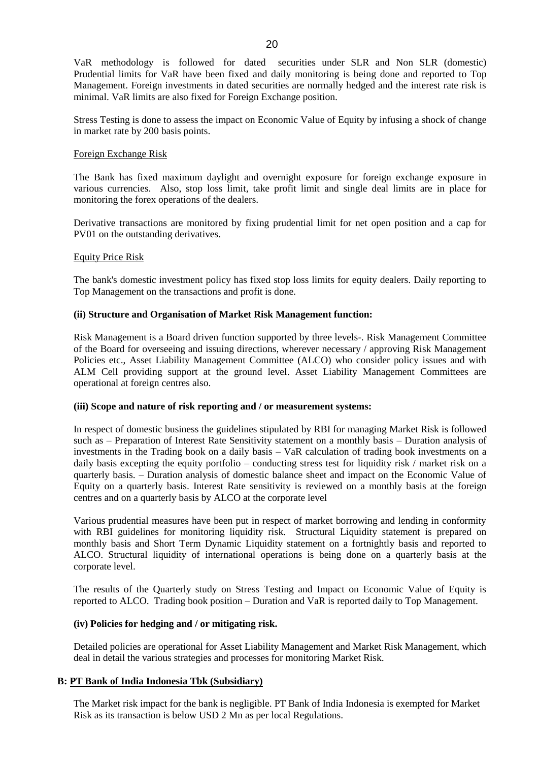VaR methodology is followed for dated securities under SLR and Non SLR (domestic) Prudential limits for VaR have been fixed and daily monitoring is being done and reported to Top Management. Foreign investments in dated securities are normally hedged and the interest rate risk is minimal. VaR limits are also fixed for Foreign Exchange position.

Stress Testing is done to assess the impact on Economic Value of Equity by infusing a shock of change in market rate by 200 basis points.

Foreign Exchange Risk

The Bank has fixed maximum daylight and overnight exposure for foreign exchange exposure in various currencies. Also, stop loss limit, take profit limit and single deal limits are in place for monitoring the forex operations of the dealers.

Derivative transactions are monitored by fixing prudential limit for net open position and a cap for PV01 on the outstanding derivatives.

Equity Price Risk

The bank's domestic investment policy has fixed stop loss limits for equity dealers. Daily reporting to Top Management on the transactions and profit is done.

**(ii) Structure and Organisation of Market Risk Management function:**

Risk Management is a Board driven function supported by three levels-. Risk Management Committee of the Board for overseeing and issuing directions, wherever necessary / approving Risk Management Policies etc., Asset Liability Management Committee (ALCO) who consider policy issues and with ALM Cell providing support at the ground level. Asset Liability Management Committees are operational at foreign centres also.

**(iii) Scope and nature of risk reporting and / or measurement systems:**

In respect of domestic business the guidelines stipulated by RBI for managing Market Risk is followed such as – Preparation of Interest Rate Sensitivity statement on a monthly basis – Duration analysis of investments in the Trading book on a daily basis – VaR calculation of trading book investments on a daily basis excepting the equity portfolio – conducting stress test for liquidity risk / market risk on a quarterly basis. – Duration analysis of domestic balance sheet and impact on the Economic Value of Equity on a quarterly basis. Interest Rate sensitivity is reviewed on a monthly basis at the foreign centres and on a quarterly basis by ALCO at the corporate level

Various prudential measures have been put in respect of market borrowing and lending in conformity with RBI guidelines for monitoring liquidity risk. Structural Liquidity statement is prepared on monthly basis and Short Term Dynamic Liquidity statement on a fortnightly basis and reported to ALCO. Structural liquidity of international operations is being done on a quarterly basis at the corporate level.

The results of the Quarterly study on Stress Testing and Impact on Economic Value of Equity is reported to ALCO. Trading book position – Duration and VaR is reported daily to Top Management.

**(iv) Policies for hedging and / or mitigating risk.**

Detailed policies are operational for Asset Liability Management and Market Risk Management, which deal in detail the various strategies and processes for monitoring Market Risk.

**B: PT Bank of India Indonesia Tbk (Subsidiary)**

The Market risk impact for the bank is negligible. PT Bank of India Indonesia is exempted for Market Risk as its transaction is below USD 2 Mn as per local Regulations.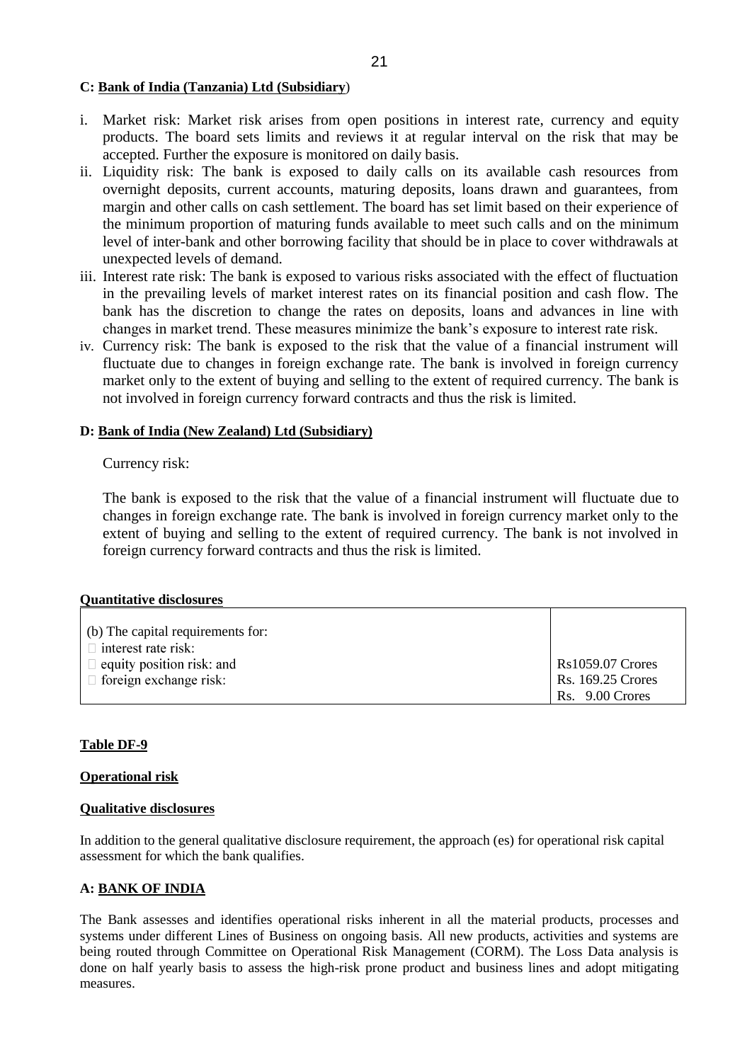**C: Bank of India (Tanzania) Ltd (Subsidiary)**

i. Market risk: Market risk arises from open positions in interest rate, currency and equity products. The board sets limits and reviews it at regular interval on the risk that may be accepted. Further the exposure is monitored on daily basis.
ii. Liquidity risk: The bank is exposed to daily calls on its available cash resources from overnight deposits, current accounts, maturing deposits, loans drawn and guarantees, from margin and other calls on cash settlement. The board has set limit based on their experience of the minimum proportion of maturing funds available to meet such calls and on the minimum level of inter-bank and other borrowing facility that should be in place to cover withdrawals at unexpected levels of demand.
iii. Interest rate risk: The bank is exposed to various risks associated with the effect of fluctuation in the prevailing levels of market interest rates on its financial position and cash flow. The bank has the discretion to change the rates on deposits, loans and advances in line with changes in market trend. These measures minimize the bank's exposure to interest rate risk.
iv. Currency risk: The bank is exposed to the risk that the value of a financial instrument will fluctuate due to changes in foreign exchange rate. The bank is involved in foreign currency market only to the extent of buying and selling to the extent of required currency. The bank is not involved in foreign currency forward contracts and thus the risk is limited.

**D: Bank of India (New Zealand) Ltd (Subsidiary)**

Currency risk:

The bank is exposed to the risk that the value of a financial instrument will fluctuate due to changes in foreign exchange rate. The bank is involved in foreign currency market only to the extent of buying and selling to the extent of required currency. The bank is not involved in foreign currency forward contracts and thus the risk is limited.

**Quantitative disclosures**

| (b) The capital requirements for: | |
|---|---|
| interest rate risk: | Rs1059.07 Crores |
| equity position risk: and | Rs. 169.25 Crores |
| foreign exchange risk: | Rs. 9.00 Crores |

**Table DF-9**

**Operational risk**

**Qualitative disclosures**

In addition to the general qualitative disclosure requirement, the approach (es) for operational risk capital assessment for which the bank qualifies.

**A: BANK OF INDIA**

The Bank assesses and identifies operational risks inherent in all the material products, processes and systems under different Lines of Business on ongoing basis. All new products, activities and systems are being routed through Committee on Operational Risk Management (CORM). The Loss Data analysis is done on half yearly basis to assess the high-risk prone product and business lines and adopt mitigating measures.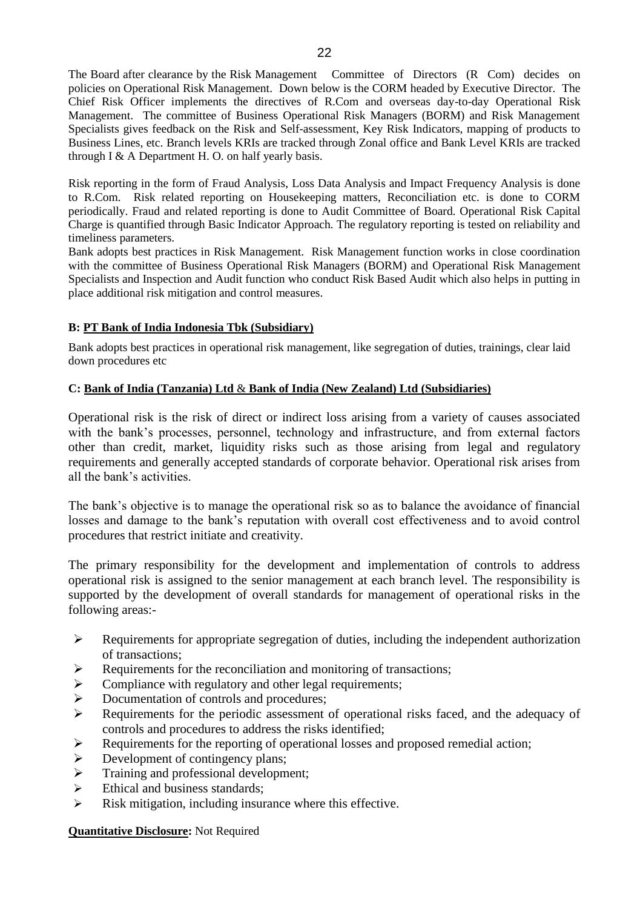The Board after clearance by the Risk Management Committee of Directors (R Com) decides on policies on Operational Risk Management. Down below is the CORM headed by Executive Director. The Chief Risk Officer implements the directives of R.Com and overseas day-to-day Operational Risk Management. The committee of Business Operational Risk Managers (BORM) and Risk Management Specialists gives feedback on the Risk and Self-assessment, Key Risk Indicators, mapping of products to Business Lines, etc. Branch levels KRIs are tracked through Zonal office and Bank Level KRIs are tracked through I & A Department H. O. on half yearly basis.

Risk reporting in the form of Fraud Analysis, Loss Data Analysis and Impact Frequency Analysis is done to R.Com. Risk related reporting on Housekeeping matters, Reconciliation etc. is done to CORM periodically. Fraud and related reporting is done to Audit Committee of Board. Operational Risk Capital Charge is quantified through Basic Indicator Approach. The regulatory reporting is tested on reliability and timeliness parameters.

Bank adopts best practices in Risk Management. Risk Management function works in close coordination with the committee of Business Operational Risk Managers (BORM) and Operational Risk Management Specialists and Inspection and Audit function who conduct Risk Based Audit which also helps in putting in place additional risk mitigation and control measures.

**B: PT Bank of India Indonesia Tbk (Subsidiary)**

Bank adopts best practices in operational risk management, like segregation of duties, trainings, clear laid down procedures etc

**C: Bank of India (Tanzania) Ltd & Bank of India (New Zealand) Ltd (Subsidiaries)**

Operational risk is the risk of direct or indirect loss arising from a variety of causes associated with the bank's processes, personnel, technology and infrastructure, and from external factors other than credit, market, liquidity risks such as those arising from legal and regulatory requirements and generally accepted standards of corporate behavior. Operational risk arises from all the bank's activities.

The bank's objective is to manage the operational risk so as to balance the avoidance of financial losses and damage to the bank's reputation with overall cost effectiveness and to avoid control procedures that restrict initiate and creativity.

The primary responsibility for the development and implementation of controls to address operational risk is assigned to the senior management at each branch level. The responsibility is supported by the development of overall standards for management of operational risks in the following areas:-

- Requirements for appropriate segregation of duties, including the independent authorization of transactions;
- Requirements for the reconciliation and monitoring of transactions;
- Compliance with regulatory and other legal requirements;
- Documentation of controls and procedures;
- Requirements for the periodic assessment of operational risks faced, and the adequacy of controls and procedures to address the risks identified;
- Requirements for the reporting of operational losses and proposed remedial action;
- Development of contingency plans;
- Training and professional development;
- Ethical and business standards;
- Risk mitigation, including insurance where this effective.

**Quantitative Disclosure:** Not Required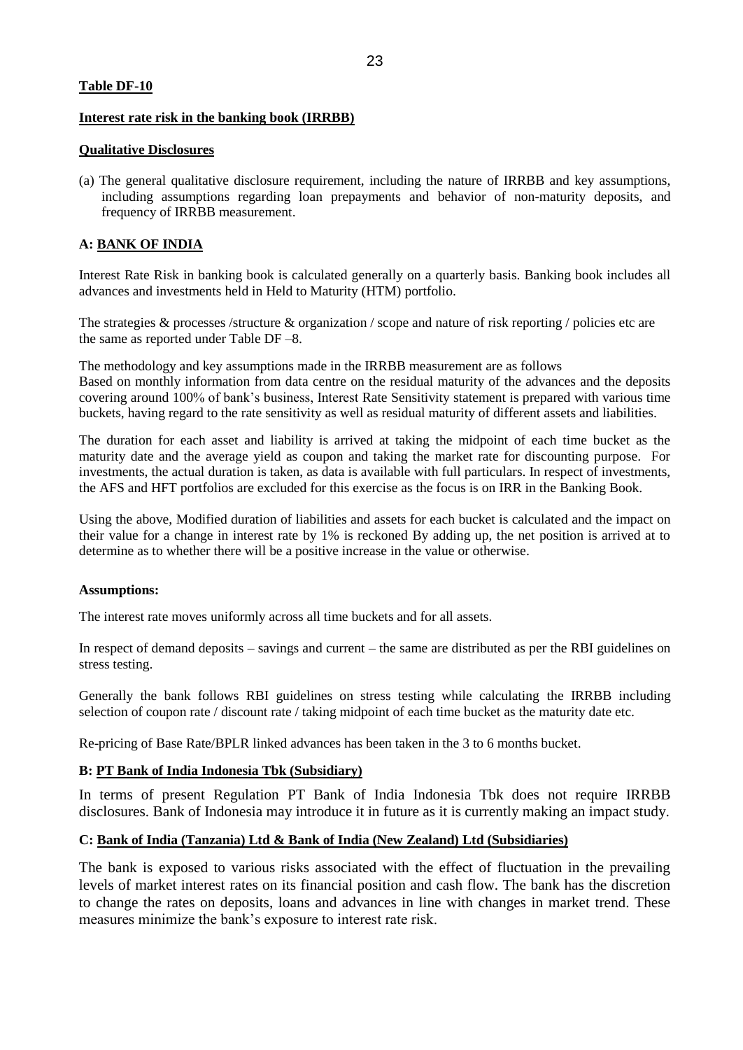**Table DF-10**

**Interest rate risk in the banking book (IRRBB)**

**Qualitative Disclosures**

(a) The general qualitative disclosure requirement, including the nature of IRRBB and key assumptions, including assumptions regarding loan prepayments and behavior of non-maturity deposits, and frequency of IRRBB measurement.

**A: BANK OF INDIA**

Interest Rate Risk in banking book is calculated generally on a quarterly basis. Banking book includes all advances and investments held in Held to Maturity (HTM) portfolio.

The strategies & processes /structure & organization / scope and nature of risk reporting / policies etc are the same as reported under Table DF –8.

The methodology and key assumptions made in the IRRBB measurement are as follows
Based on monthly information from data centre on the residual maturity of the advances and the deposits covering around 100% of bank's business, Interest Rate Sensitivity statement is prepared with various time buckets, having regard to the rate sensitivity as well as residual maturity of different assets and liabilities.

The duration for each asset and liability is arrived at taking the midpoint of each time bucket as the maturity date and the average yield as coupon and taking the market rate for discounting purpose. For investments, the actual duration is taken, as data is available with full particulars. In respect of investments, the AFS and HFT portfolios are excluded for this exercise as the focus is on IRR in the Banking Book.

Using the above, Modified duration of liabilities and assets for each bucket is calculated and the impact on their value for a change in interest rate by 1% is reckoned By adding up, the net position is arrived at to determine as to whether there will be a positive increase in the value or otherwise.

**Assumptions:**

The interest rate moves uniformly across all time buckets and for all assets.

In respect of demand deposits – savings and current – the same are distributed as per the RBI guidelines on stress testing.

Generally the bank follows RBI guidelines on stress testing while calculating the IRRBB including selection of coupon rate / discount rate / taking midpoint of each time bucket as the maturity date etc.

Re-pricing of Base Rate/BPLR linked advances has been taken in the 3 to 6 months bucket.

**B: PT Bank of India Indonesia Tbk (Subsidiary)**

In terms of present Regulation PT Bank of India Indonesia Tbk does not require IRRBB disclosures. Bank of Indonesia may introduce it in future as it is currently making an impact study.

**C: Bank of India (Tanzania) Ltd & Bank of India (New Zealand) Ltd (Subsidiaries)**

The bank is exposed to various risks associated with the effect of fluctuation in the prevailing levels of market interest rates on its financial position and cash flow. The bank has the discretion to change the rates on deposits, loans and advances in line with changes in market trend. These measures minimize the bank's exposure to interest rate risk.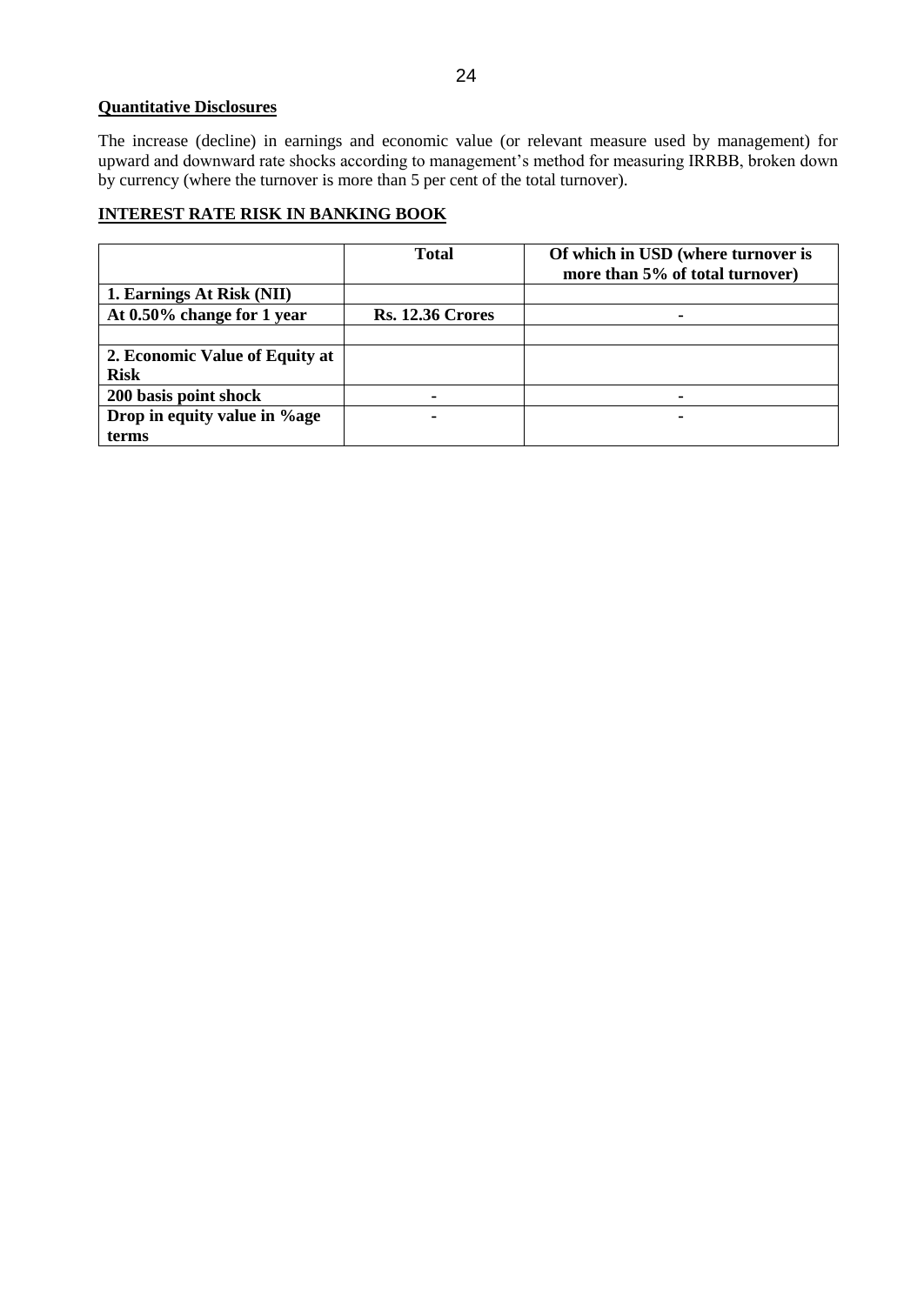**Quantitative Disclosures**

The increase (decline) in earnings and economic value (or relevant measure used by management) for upward and downward rate shocks according to management's method for measuring IRRBB, broken down by currency (where the turnover is more than 5 per cent of the total turnover).

**INTEREST RATE RISK IN BANKING BOOK**

| | **Total** | **Of which in USD (where turnover is more than 5% of total turnover)** |
|---|---|---|
| **1. Earnings At Risk (NII)** | | |
| **At 0.50% change for 1 year** | **Rs. 12.36 Crores** | **-** |
| | | |
| **2. Economic Value of Equity at Risk** | | |
| **200 basis point shock** | **-** | **-** |
| **Drop in equity value in %age terms** | **-** | **-** |